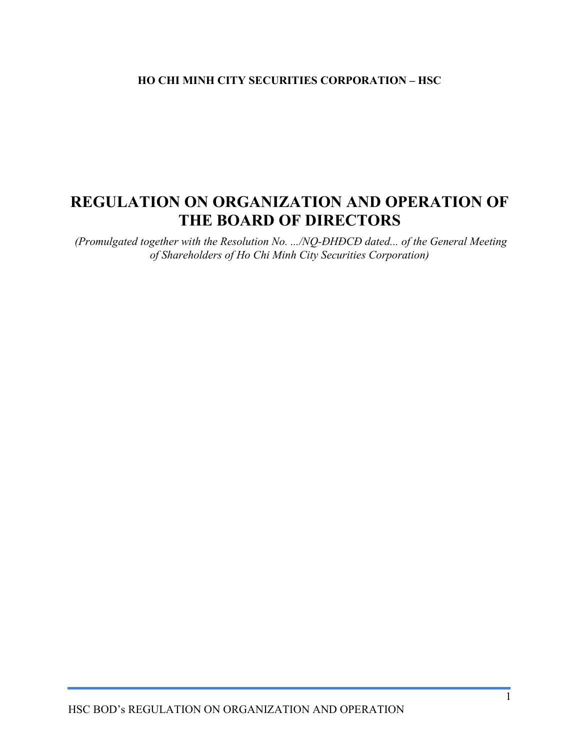**HO CHI MINH CITY SECURITIES CORPORATION – HSC**

# REGULATION ON ORGANIZATION AND OPERATION OF THE BOARD OF DIRECTORS

*(Promulgated together with the Resolution No. .../NQ-ĐHĐCĐ dated... of the General Meeting of Shareholders of Ho Chi Minh City Securities Corporation)*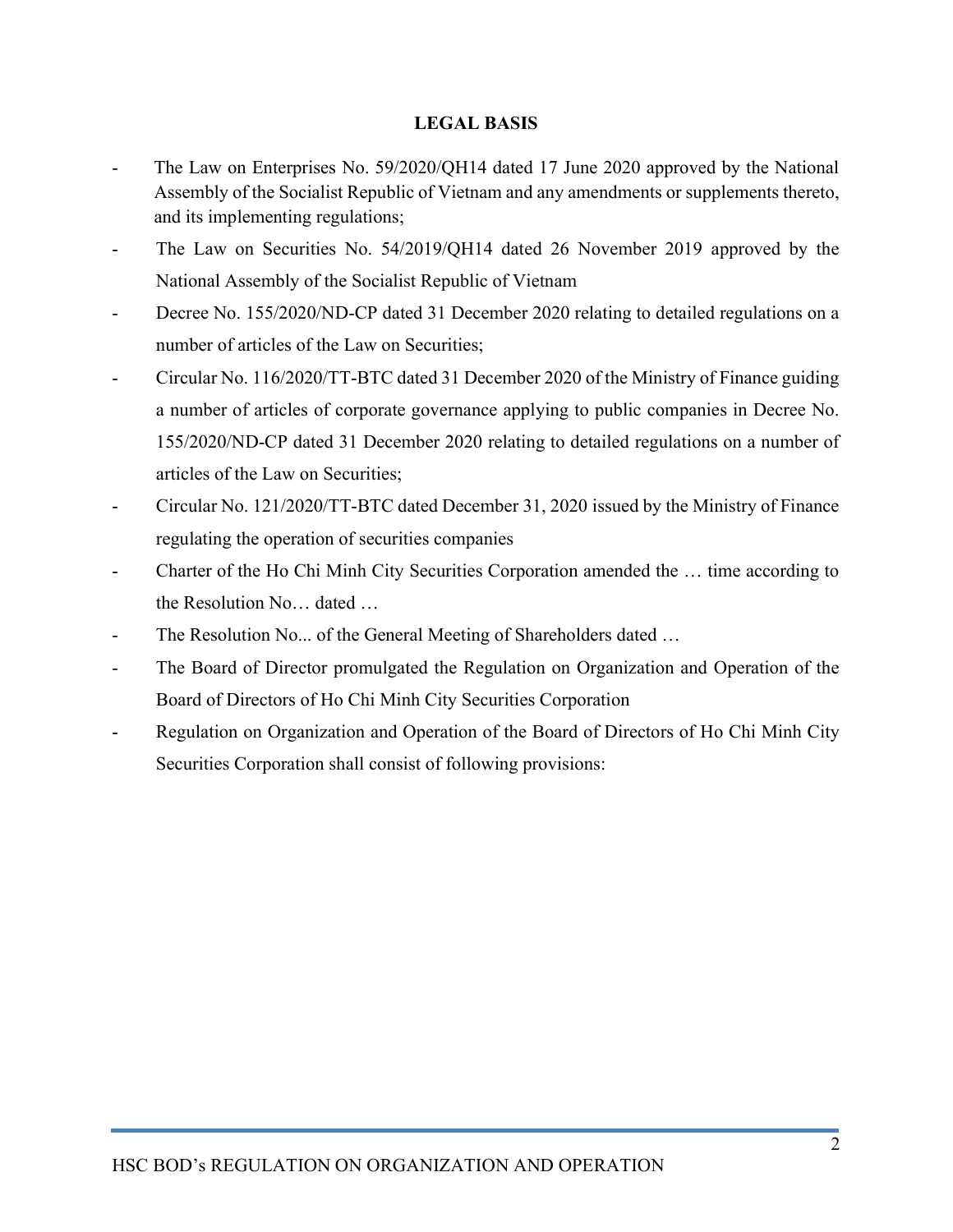## LEGAL BASIS

- The Law on Enterprises No. 59/2020/QH14 dated 17 June 2020 approved by the National Assembly of the Socialist Republic of Vietnam and any amendments or supplements thereto, and its implementing regulations;
- The Law on Securities No. 54/2019/QH14 dated 26 November 2019 approved by the National Assembly of the Socialist Republic of Vietnam
- Decree No. 155/2020/ND-CP dated 31 December 2020 relating to detailed regulations on a number of articles of the Law on Securities;
- Circular No. 116/2020/TT-BTC dated 31 December 2020 of the Ministry of Finance guiding a number of articles of corporate governance applying to public companies in Decree No. 155/2020/ND-CP dated 31 December 2020 relating to detailed regulations on a number of articles of the Law on Securities;
- Circular No. 121/2020/TT-BTC dated December 31, 2020 issued by the Ministry of Finance regulating the operation of securities companies
- Charter of the Ho Chi Minh City Securities Corporation amended the … time according to the Resolution No… dated …
- The Resolution No... of the General Meeting of Shareholders dated …
- The Board of Director promulgated the Regulation on Organization and Operation of the Board of Directors of Ho Chi Minh City Securities Corporation
- Regulation on Organization and Operation of the Board of Directors of Ho Chi Minh City Securities Corporation shall consist of following provisions: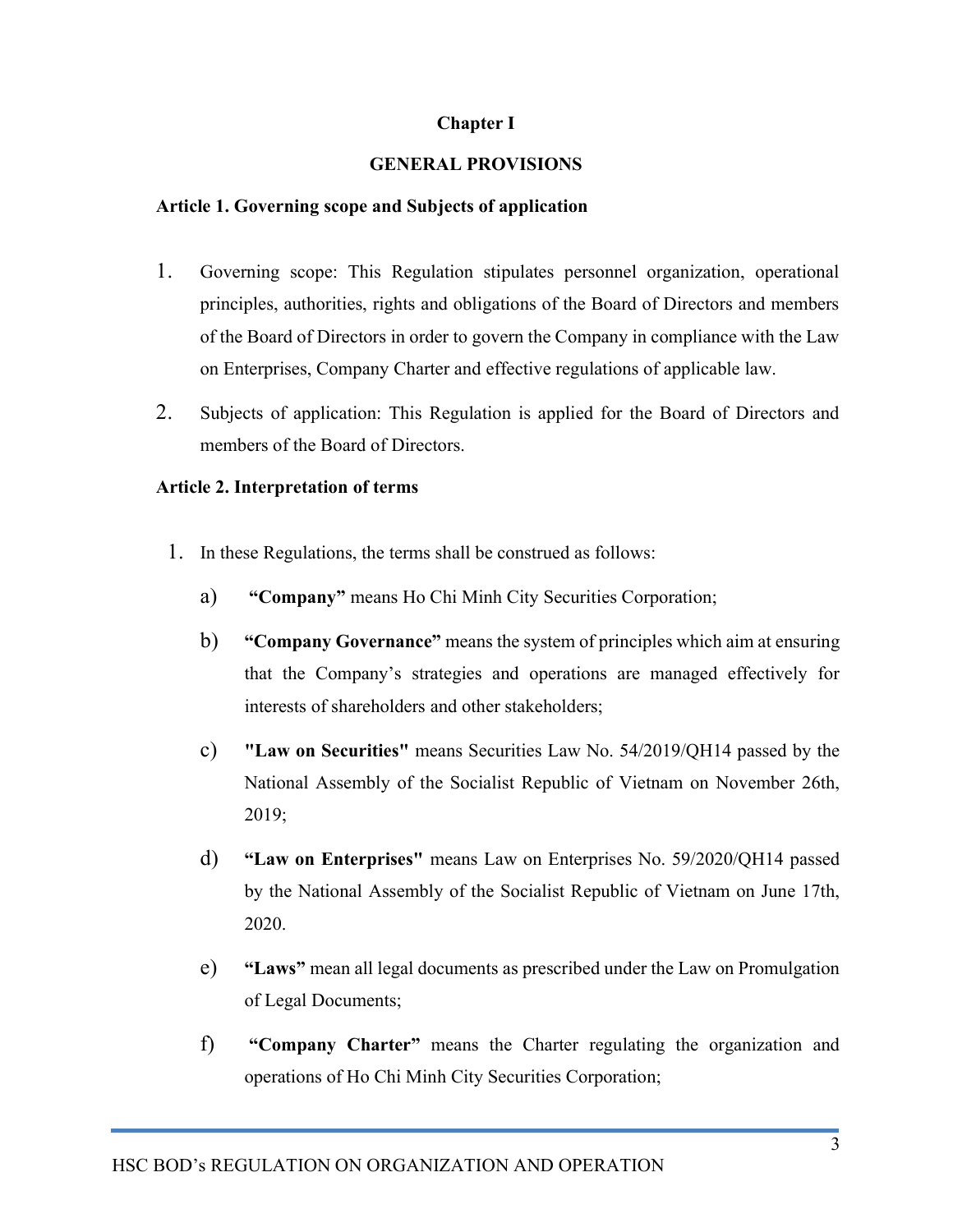## Chapter I

## GENERAL PROVISIONS

### Article 1. Governing scope and Subjects of application

1. Governing scope: This Regulation stipulates personnel organization, operational principles, authorities, rights and obligations of the Board of Directors and members of the Board of Directors in order to govern the Company in compliance with the Law on Enterprises, Company Charter and effective regulations of applicable law.
2. Subjects of application: This Regulation is applied for the Board of Directors and members of the Board of Directors.

### Article 2. Interpretation of terms

1. In these Regulations, the terms shall be construed as follows:
   a) **"Company"** means Ho Chi Minh City Securities Corporation;
   b) **"Company Governance"** means the system of principles which aim at ensuring that the Company's strategies and operations are managed effectively for interests of shareholders and other stakeholders;
   c) **"Law on Securities"** means Securities Law No. 54/2019/QH14 passed by the National Assembly of the Socialist Republic of Vietnam on November 26th, 2019;
   d) **"Law on Enterprises"** means Law on Enterprises No. 59/2020/QH14 passed by the National Assembly of the Socialist Republic of Vietnam on June 17th, 2020.
   e) **"Laws"** mean all legal documents as prescribed under the Law on Promulgation of Legal Documents;
   f) **"Company Charter"** means the Charter regulating the organization and operations of Ho Chi Minh City Securities Corporation;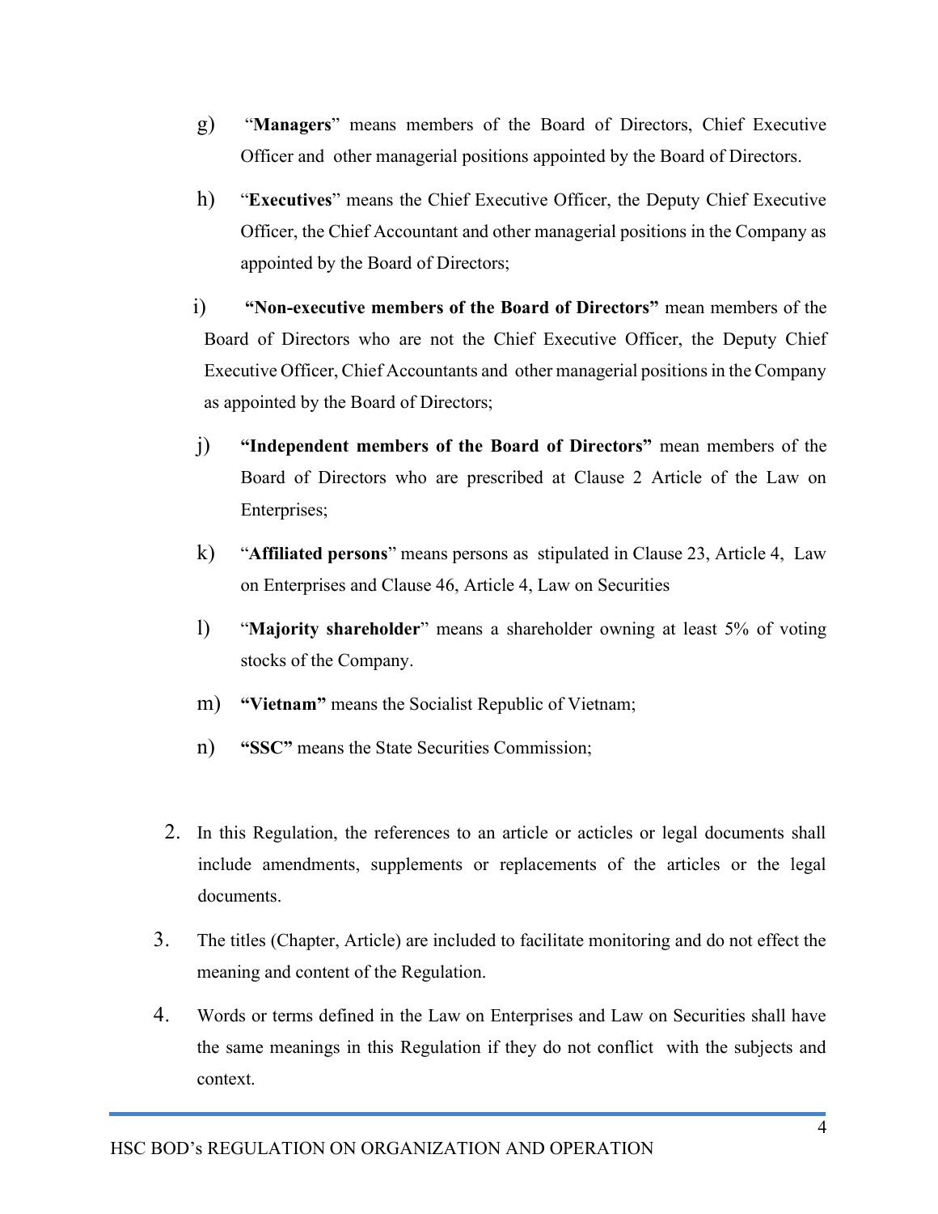g) "**Managers**" means members of the Board of Directors, Chief Executive Officer and other managerial positions appointed by the Board of Directors.

h) "**Executives**" means the Chief Executive Officer, the Deputy Chief Executive Officer, the Chief Accountant and other managerial positions in the Company as appointed by the Board of Directors;

i) **"Non-executive members of the Board of Directors"** mean members of the Board of Directors who are not the Chief Executive Officer, the Deputy Chief Executive Officer, Chief Accountants and other managerial positions in the Company as appointed by the Board of Directors;

j) **"Independent members of the Board of Directors"** mean members of the Board of Directors who are prescribed at Clause 2 Article of the Law on Enterprises;

k) "**Affiliated persons**" means persons as stipulated in Clause 23, Article 4, Law on Enterprises and Clause 46, Article 4, Law on Securities

l) "**Majority shareholder**" means a shareholder owning at least 5% of voting stocks of the Company.

m) **"Vietnam"** means the Socialist Republic of Vietnam;

n) **"SSC"** means the State Securities Commission;

2. In this Regulation, the references to an article or acticles or legal documents shall include amendments, supplements or replacements of the articles or the legal documents.

3. The titles (Chapter, Article) are included to facilitate monitoring and do not effect the meaning and content of the Regulation.

4. Words or terms defined in the Law on Enterprises and Law on Securities shall have the same meanings in this Regulation if they do not conflict with the subjects and context.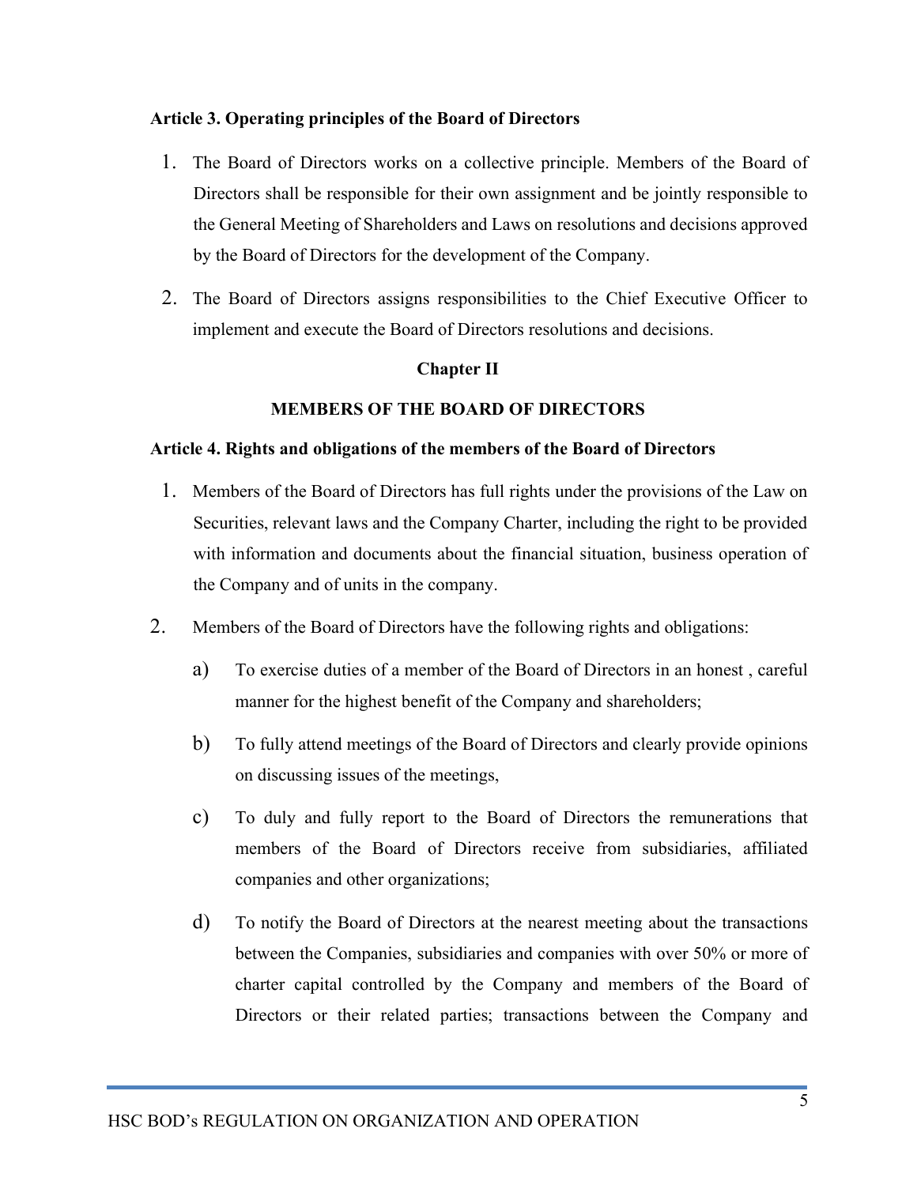### Article 3. Operating principles of the Board of Directors

1. The Board of Directors works on a collective principle. Members of the Board of Directors shall be responsible for their own assignment and be jointly responsible to the General Meeting of Shareholders and Laws on resolutions and decisions approved by the Board of Directors for the development of the Company.
2. The Board of Directors assigns responsibilities to the Chief Executive Officer to implement and execute the Board of Directors resolutions and decisions.

## Chapter II

## MEMBERS OF THE BOARD OF DIRECTORS

### Article 4. Rights and obligations of the members of the Board of Directors

1. Members of the Board of Directors has full rights under the provisions of the Law on Securities, relevant laws and the Company Charter, including the right to be provided with information and documents about the financial situation, business operation of the Company and of units in the company.
2. Members of the Board of Directors have the following rights and obligations:
   a) To exercise duties of a member of the Board of Directors in an honest , careful manner for the highest benefit of the Company and shareholders;
   b) To fully attend meetings of the Board of Directors and clearly provide opinions on discussing issues of the meetings,
   c) To duly and fully report to the Board of Directors the remunerations that members of the Board of Directors receive from subsidiaries, affiliated companies and other organizations;
   d) To notify the Board of Directors at the nearest meeting about the transactions between the Companies, subsidiaries and companies with over 50% or more of charter capital controlled by the Company and members of the Board of Directors or their related parties; transactions between the Company and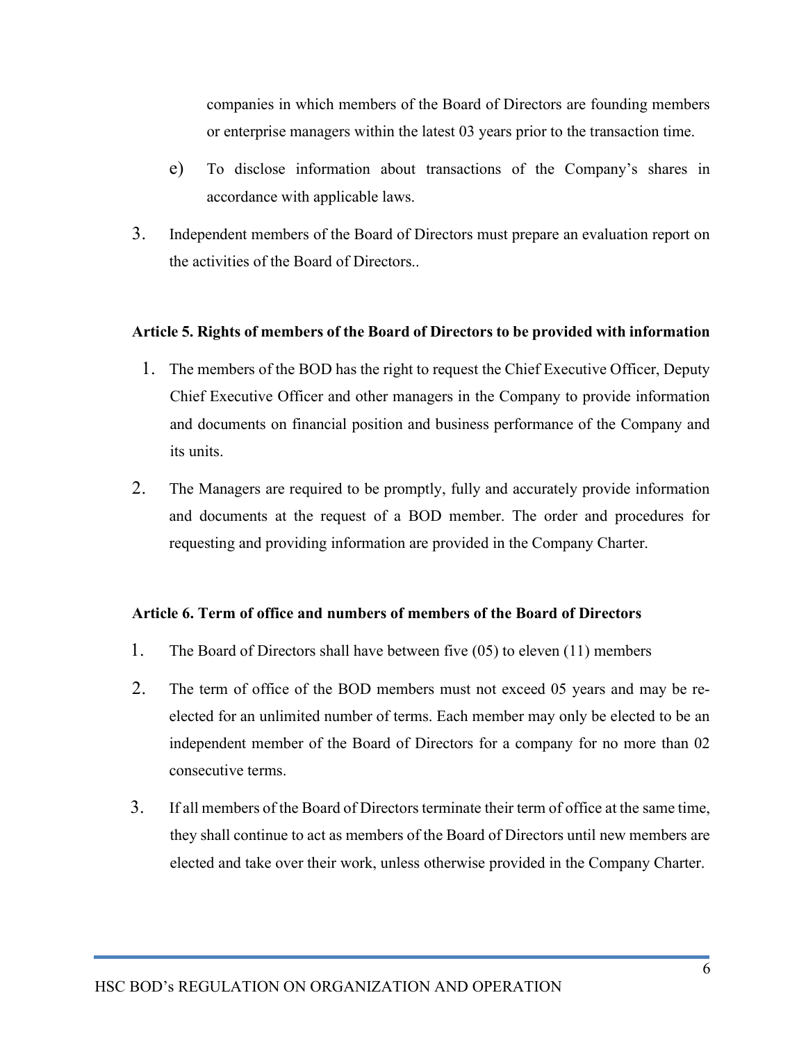companies in which members of the Board of Directors are founding members or enterprise managers within the latest 03 years prior to the transaction time.

e) To disclose information about transactions of the Company's shares in accordance with applicable laws.

3. Independent members of the Board of Directors must prepare an evaluation report on the activities of the Board of Directors..

**Article 5. Rights of members of the Board of Directors to be provided with information**

1. The members of the BOD has the right to request the Chief Executive Officer, Deputy Chief Executive Officer and other managers in the Company to provide information and documents on financial position and business performance of the Company and its units.
2. The Managers are required to be promptly, fully and accurately provide information and documents at the request of a BOD member. The order and procedures for requesting and providing information are provided in the Company Charter.

**Article 6. Term of office and numbers of members of the Board of Directors**

1. The Board of Directors shall have between five (05) to eleven (11) members
2. The term of office of the BOD members must not exceed 05 years and may be re-elected for an unlimited number of terms. Each member may only be elected to be an independent member of the Board of Directors for a company for no more than 02 consecutive terms.
3. If all members of the Board of Directors terminate their term of office at the same time, they shall continue to act as members of the Board of Directors until new members are elected and take over their work, unless otherwise provided in the Company Charter.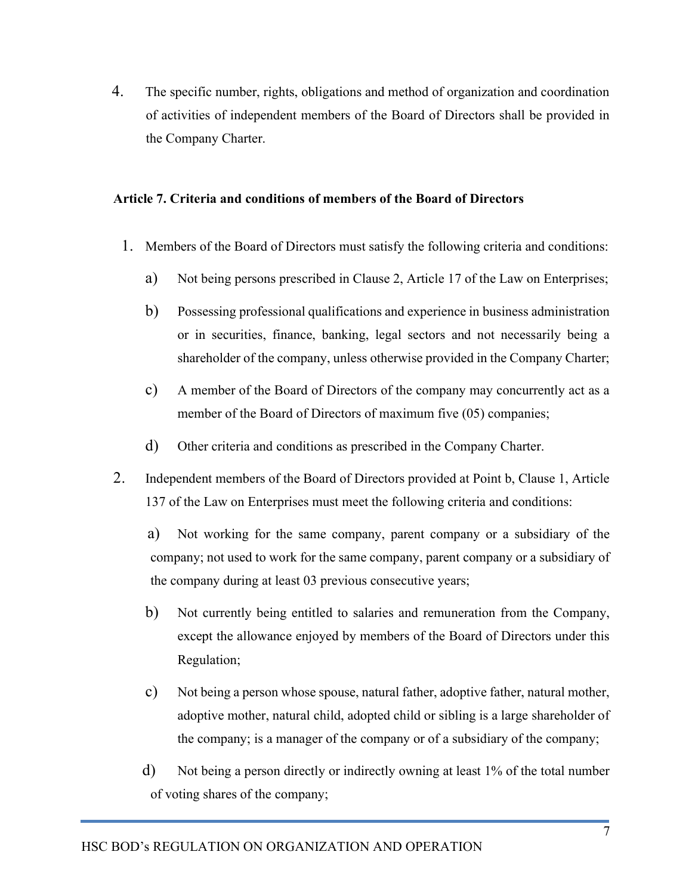4. The specific number, rights, obligations and method of organization and coordination of activities of independent members of the Board of Directors shall be provided in the Company Charter.

**Article 7. Criteria and conditions of members of the Board of Directors**

1. Members of the Board of Directors must satisfy the following criteria and conditions:

   a) Not being persons prescribed in Clause 2, Article 17 of the Law on Enterprises;

   b) Possessing professional qualifications and experience in business administration or in securities, finance, banking, legal sectors and not necessarily being a shareholder of the company, unless otherwise provided in the Company Charter;

   c) A member of the Board of Directors of the company may concurrently act as a member of the Board of Directors of maximum five (05) companies;

   d) Other criteria and conditions as prescribed in the Company Charter.

2. Independent members of the Board of Directors provided at Point b, Clause 1, Article 137 of the Law on Enterprises must meet the following criteria and conditions:

   a) Not working for the same company, parent company or a subsidiary of the company; not used to work for the same company, parent company or a subsidiary of the company during at least 03 previous consecutive years;

   b) Not currently being entitled to salaries and remuneration from the Company, except the allowance enjoyed by members of the Board of Directors under this Regulation;

   c) Not being a person whose spouse, natural father, adoptive father, natural mother, adoptive mother, natural child, adopted child or sibling is a large shareholder of the company; is a manager of the company or of a subsidiary of the company;

   d) Not being a person directly or indirectly owning at least 1% of the total number of voting shares of the company;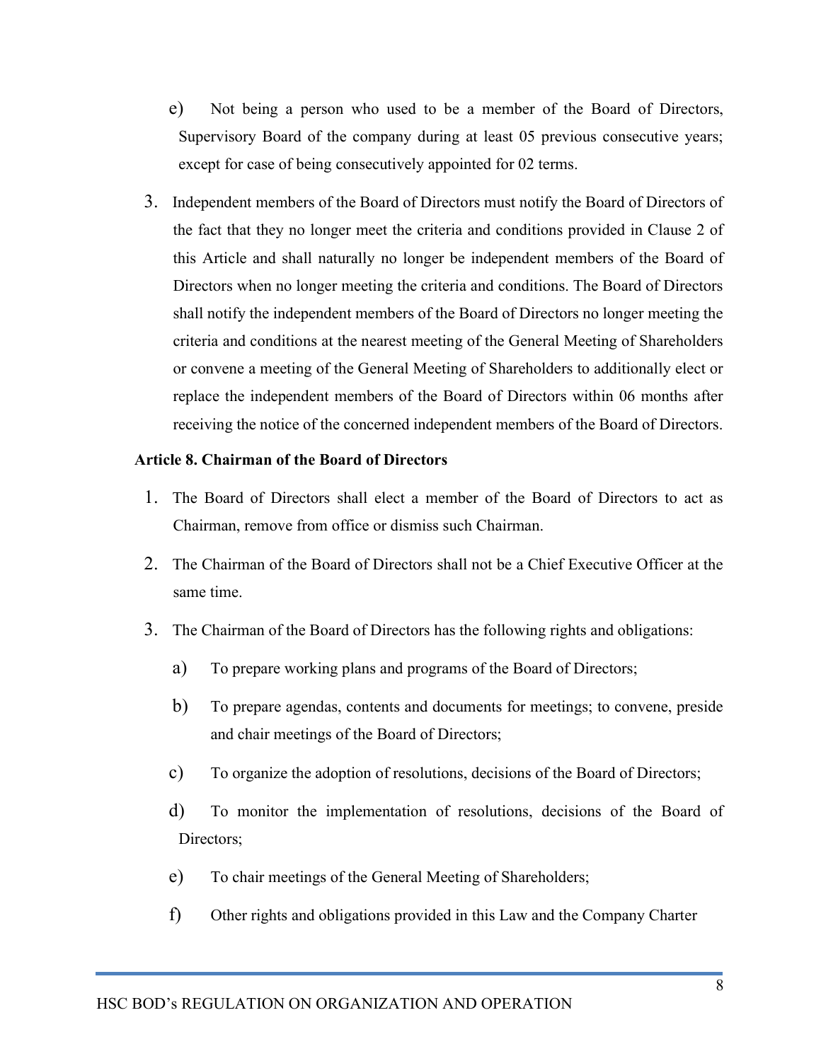e) Not being a person who used to be a member of the Board of Directors, Supervisory Board of the company during at least 05 previous consecutive years; except for case of being consecutively appointed for 02 terms.

3. Independent members of the Board of Directors must notify the Board of Directors of the fact that they no longer meet the criteria and conditions provided in Clause 2 of this Article and shall naturally no longer be independent members of the Board of Directors when no longer meeting the criteria and conditions. The Board of Directors shall notify the independent members of the Board of Directors no longer meeting the criteria and conditions at the nearest meeting of the General Meeting of Shareholders or convene a meeting of the General Meeting of Shareholders to additionally elect or replace the independent members of the Board of Directors within 06 months after receiving the notice of the concerned independent members of the Board of Directors.

**Article 8. Chairman of the Board of Directors**

1. The Board of Directors shall elect a member of the Board of Directors to act as Chairman, remove from office or dismiss such Chairman.
2. The Chairman of the Board of Directors shall not be a Chief Executive Officer at the same time.
3. The Chairman of the Board of Directors has the following rights and obligations:
   a) To prepare working plans and programs of the Board of Directors;
   b) To prepare agendas, contents and documents for meetings; to convene, preside and chair meetings of the Board of Directors;
   c) To organize the adoption of resolutions, decisions of the Board of Directors;
   d) To monitor the implementation of resolutions, decisions of the Board of Directors;
   e) To chair meetings of the General Meeting of Shareholders;
   f) Other rights and obligations provided in this Law and the Company Charter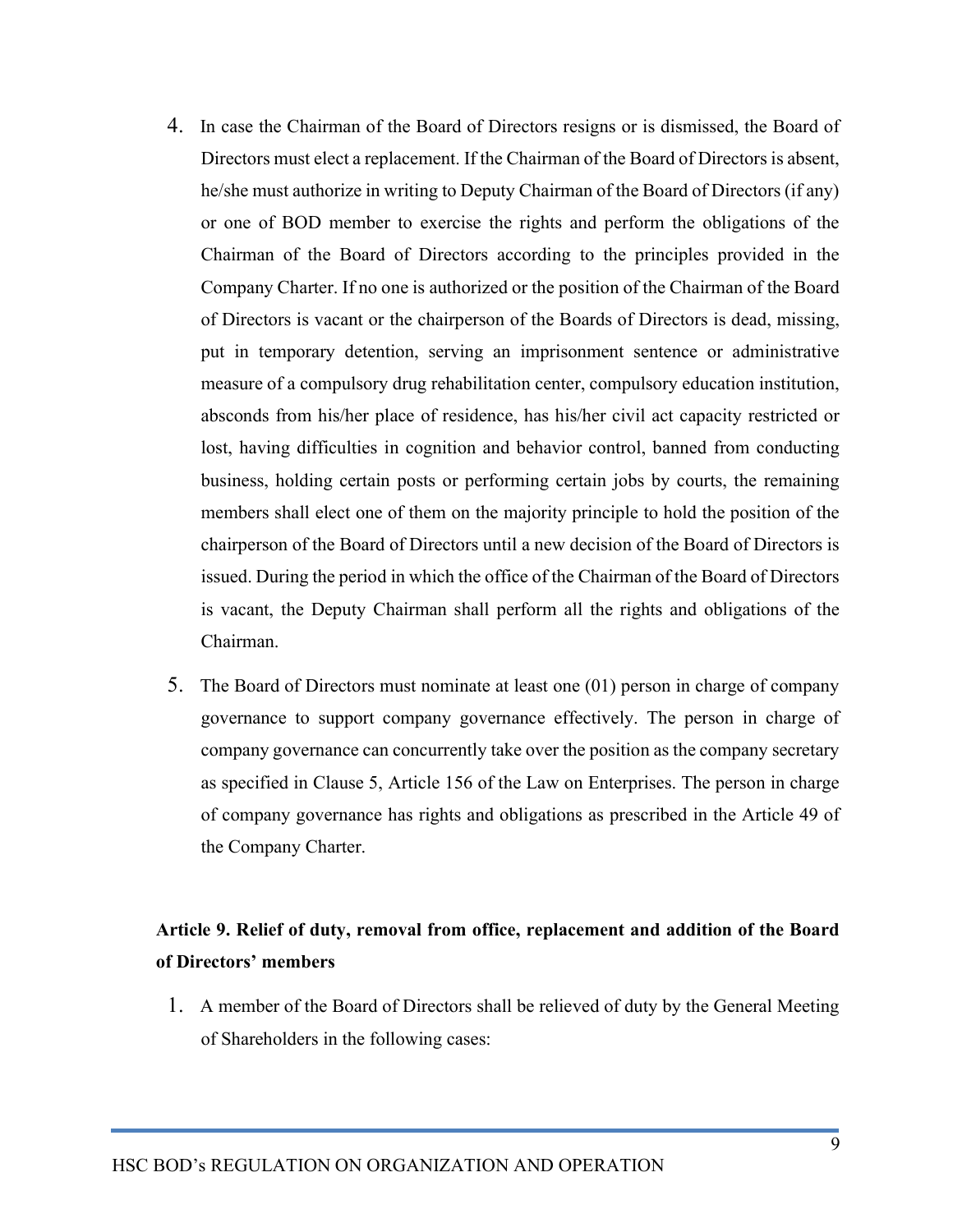4. In case the Chairman of the Board of Directors resigns or is dismissed, the Board of Directors must elect a replacement. If the Chairman of the Board of Directors is absent, he/she must authorize in writing to Deputy Chairman of the Board of Directors (if any) or one of BOD member to exercise the rights and perform the obligations of the Chairman of the Board of Directors according to the principles provided in the Company Charter. If no one is authorized or the position of the Chairman of the Board of Directors is vacant or the chairperson of the Boards of Directors is dead, missing, put in temporary detention, serving an imprisonment sentence or administrative measure of a compulsory drug rehabilitation center, compulsory education institution, absconds from his/her place of residence, has his/her civil act capacity restricted or lost, having difficulties in cognition and behavior control, banned from conducting business, holding certain posts or performing certain jobs by courts, the remaining members shall elect one of them on the majority principle to hold the position of the chairperson of the Board of Directors until a new decision of the Board of Directors is issued. During the period in which the office of the Chairman of the Board of Directors is vacant, the Deputy Chairman shall perform all the rights and obligations of the Chairman.

5. The Board of Directors must nominate at least one (01) person in charge of company governance to support company governance effectively. The person in charge of company governance can concurrently take over the position as the company secretary as specified in Clause 5, Article 156 of the Law on Enterprises. The person in charge of company governance has rights and obligations as prescribed in the Article 49 of the Company Charter.

**Article 9. Relief of duty, removal from office, replacement and addition of the Board of Directors' members**

1. A member of the Board of Directors shall be relieved of duty by the General Meeting of Shareholders in the following cases: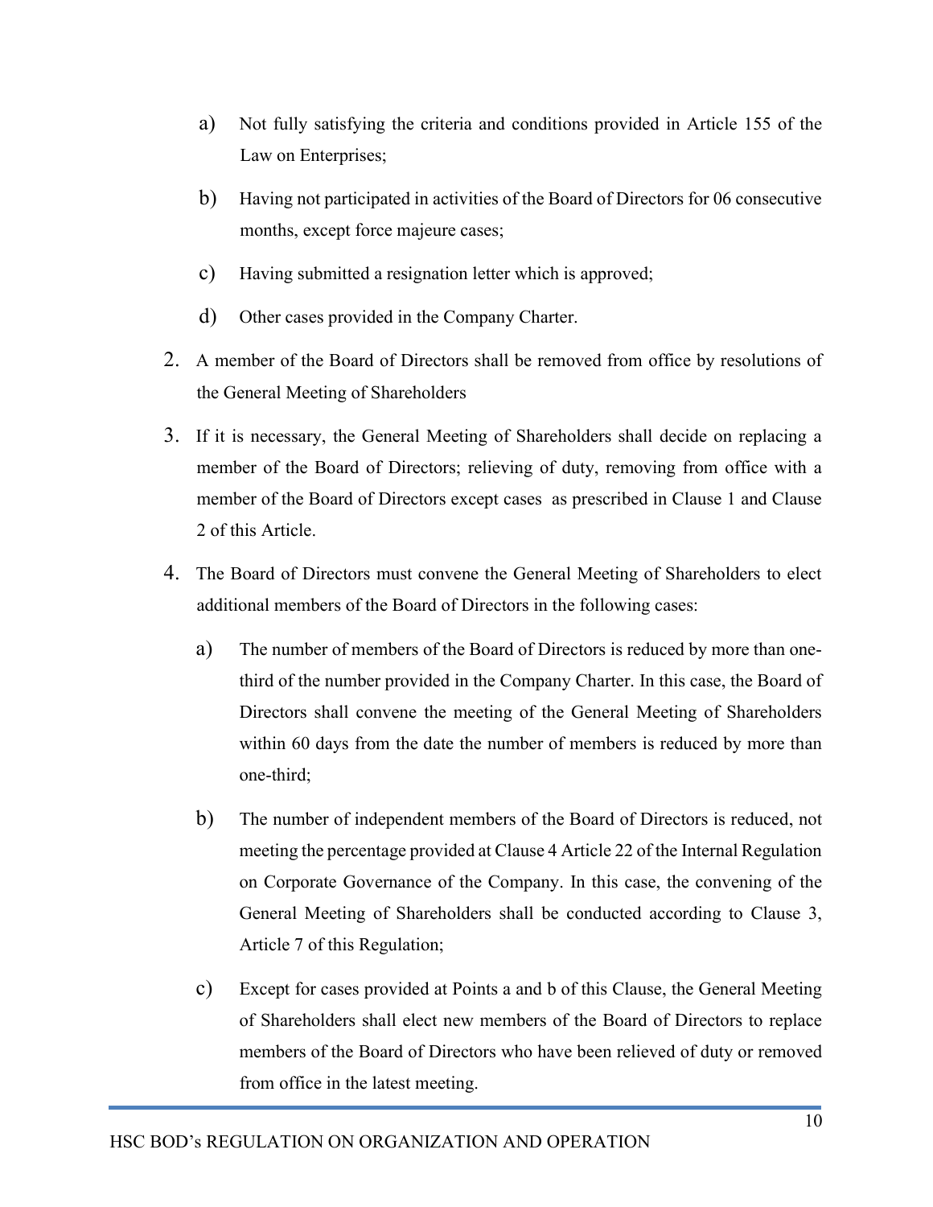a) Not fully satisfying the criteria and conditions provided in Article 155 of the Law on Enterprises;

b) Having not participated in activities of the Board of Directors for 06 consecutive months, except force majeure cases;

c) Having submitted a resignation letter which is approved;

d) Other cases provided in the Company Charter.

2. A member of the Board of Directors shall be removed from office by resolutions of the General Meeting of Shareholders

3. If it is necessary, the General Meeting of Shareholders shall decide on replacing a member of the Board of Directors; relieving of duty, removing from office with a member of the Board of Directors except cases as prescribed in Clause 1 and Clause 2 of this Article.

4. The Board of Directors must convene the General Meeting of Shareholders to elect additional members of the Board of Directors in the following cases:

   a) The number of members of the Board of Directors is reduced by more than one-third of the number provided in the Company Charter. In this case, the Board of Directors shall convene the meeting of the General Meeting of Shareholders within 60 days from the date the number of members is reduced by more than one-third;

   b) The number of independent members of the Board of Directors is reduced, not meeting the percentage provided at Clause 4 Article 22 of the Internal Regulation on Corporate Governance of the Company. In this case, the convening of the General Meeting of Shareholders shall be conducted according to Clause 3, Article 7 of this Regulation;

   c) Except for cases provided at Points a and b of this Clause, the General Meeting of Shareholders shall elect new members of the Board of Directors to replace members of the Board of Directors who have been relieved of duty or removed from office in the latest meeting.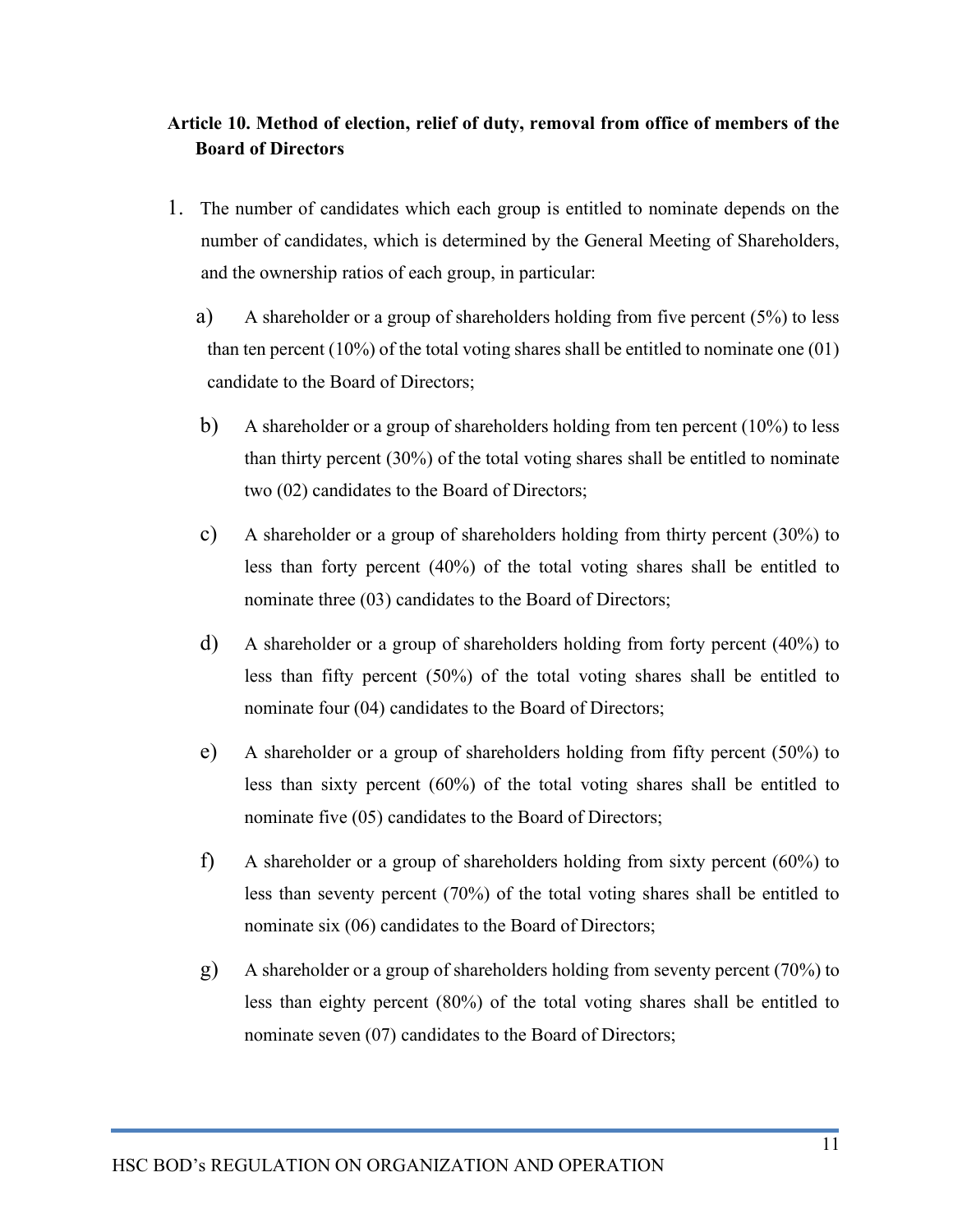**Article 10. Method of election, relief of duty, removal from office of members of the Board of Directors**

1. The number of candidates which each group is entitled to nominate depends on the number of candidates, which is determined by the General Meeting of Shareholders, and the ownership ratios of each group, in particular:

   a) A shareholder or a group of shareholders holding from five percent (5%) to less than ten percent (10%) of the total voting shares shall be entitled to nominate one (01) candidate to the Board of Directors;

   b) A shareholder or a group of shareholders holding from ten percent (10%) to less than thirty percent (30%) of the total voting shares shall be entitled to nominate two (02) candidates to the Board of Directors;

   c) A shareholder or a group of shareholders holding from thirty percent (30%) to less than forty percent (40%) of the total voting shares shall be entitled to nominate three (03) candidates to the Board of Directors;

   d) A shareholder or a group of shareholders holding from forty percent (40%) to less than fifty percent (50%) of the total voting shares shall be entitled to nominate four (04) candidates to the Board of Directors;

   e) A shareholder or a group of shareholders holding from fifty percent (50%) to less than sixty percent (60%) of the total voting shares shall be entitled to nominate five (05) candidates to the Board of Directors;

   f) A shareholder or a group of shareholders holding from sixty percent (60%) to less than seventy percent (70%) of the total voting shares shall be entitled to nominate six (06) candidates to the Board of Directors;

   g) A shareholder or a group of shareholders holding from seventy percent (70%) to less than eighty percent (80%) of the total voting shares shall be entitled to nominate seven (07) candidates to the Board of Directors;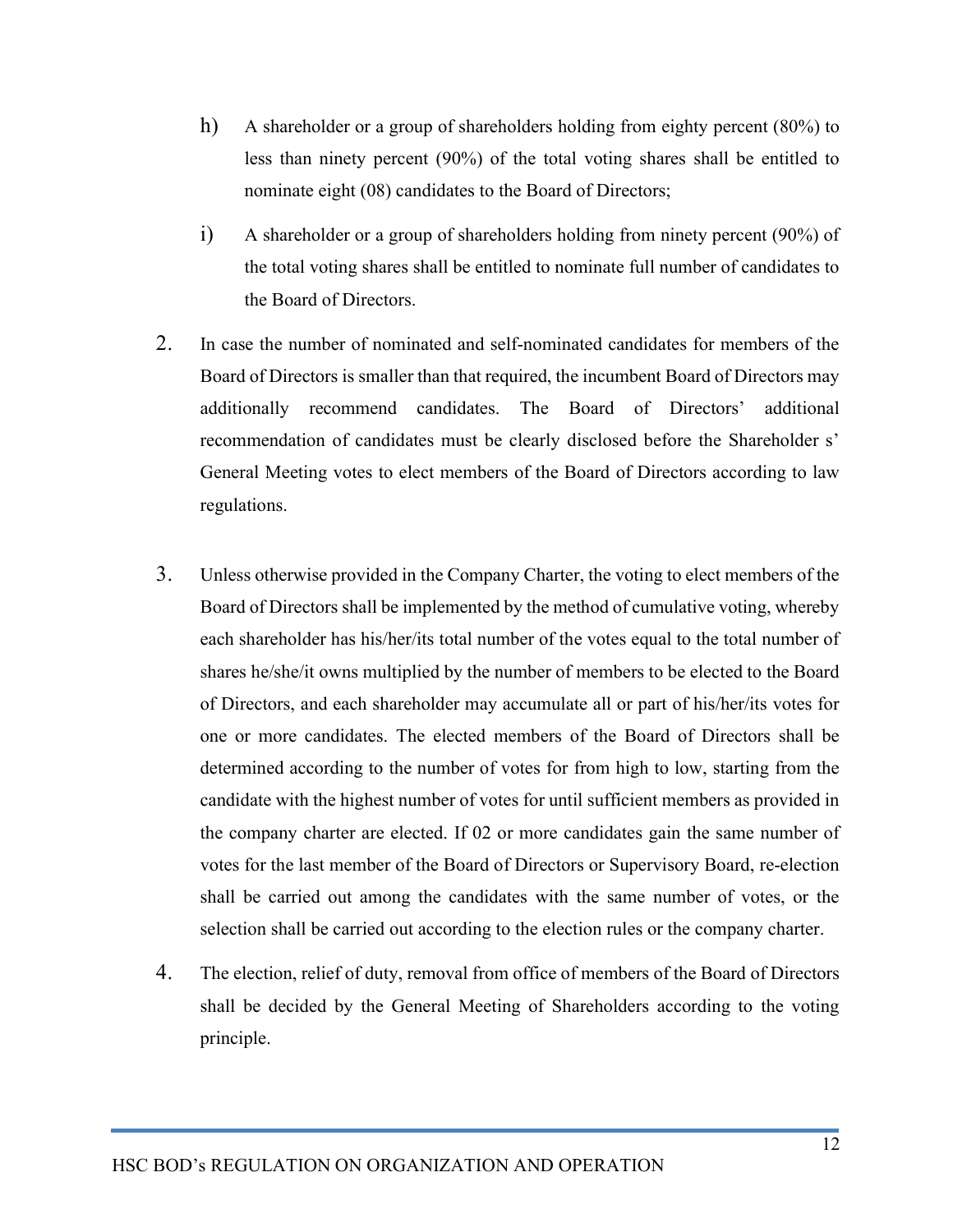h) A shareholder or a group of shareholders holding from eighty percent (80%) to less than ninety percent (90%) of the total voting shares shall be entitled to nominate eight (08) candidates to the Board of Directors;

i) A shareholder or a group of shareholders holding from ninety percent (90%) of the total voting shares shall be entitled to nominate full number of candidates to the Board of Directors.

2. In case the number of nominated and self-nominated candidates for members of the Board of Directors is smaller than that required, the incumbent Board of Directors may additionally recommend candidates. The Board of Directors' additional recommendation of candidates must be clearly disclosed before the Shareholder s' General Meeting votes to elect members of the Board of Directors according to law regulations.

3. Unless otherwise provided in the Company Charter, the voting to elect members of the Board of Directors shall be implemented by the method of cumulative voting, whereby each shareholder has his/her/its total number of the votes equal to the total number of shares he/she/it owns multiplied by the number of members to be elected to the Board of Directors, and each shareholder may accumulate all or part of his/her/its votes for one or more candidates. The elected members of the Board of Directors shall be determined according to the number of votes for from high to low, starting from the candidate with the highest number of votes for until sufficient members as provided in the company charter are elected. If 02 or more candidates gain the same number of votes for the last member of the Board of Directors or Supervisory Board, re-election shall be carried out among the candidates with the same number of votes, or the selection shall be carried out according to the election rules or the company charter.

4. The election, relief of duty, removal from office of members of the Board of Directors shall be decided by the General Meeting of Shareholders according to the voting principle.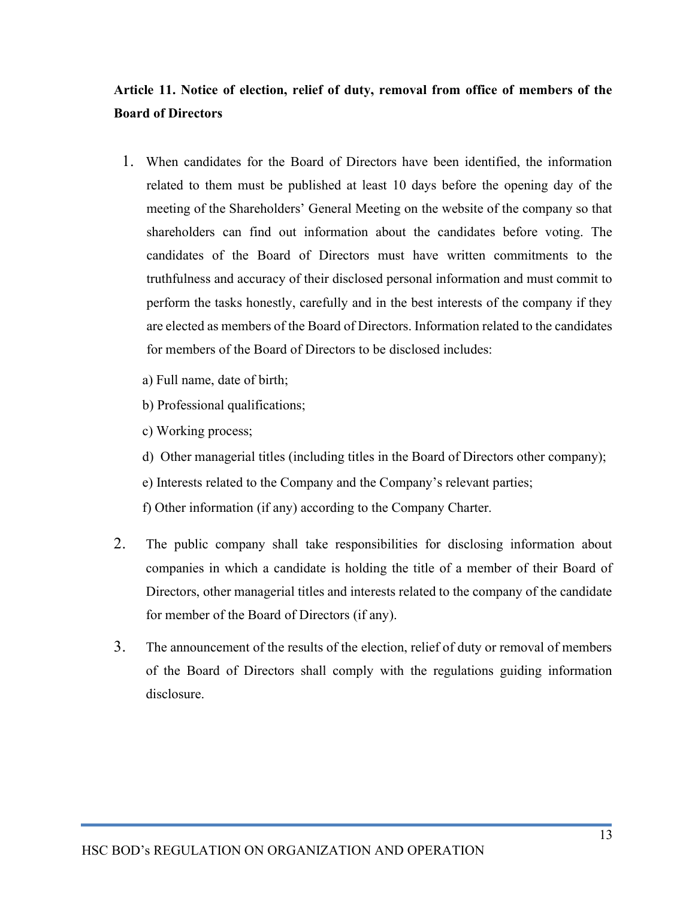**Article 11. Notice of election, relief of duty, removal from office of members of the Board of Directors**

1. When candidates for the Board of Directors have been identified, the information related to them must be published at least 10 days before the opening day of the meeting of the Shareholders' General Meeting on the website of the company so that shareholders can find out information about the candidates before voting. The candidates of the Board of Directors must have written commitments to the truthfulness and accuracy of their disclosed personal information and must commit to perform the tasks honestly, carefully and in the best interests of the company if they are elected as members of the Board of Directors. Information related to the candidates for members of the Board of Directors to be disclosed includes:

   a) Full name, date of birth;

   b) Professional qualifications;

   c) Working process;

   d) Other managerial titles (including titles in the Board of Directors other company);

   e) Interests related to the Company and the Company's relevant parties;

   f) Other information (if any) according to the Company Charter.

2. The public company shall take responsibilities for disclosing information about companies in which a candidate is holding the title of a member of their Board of Directors, other managerial titles and interests related to the company of the candidate for member of the Board of Directors (if any).

3. The announcement of the results of the election, relief of duty or removal of members of the Board of Directors shall comply with the regulations guiding information disclosure.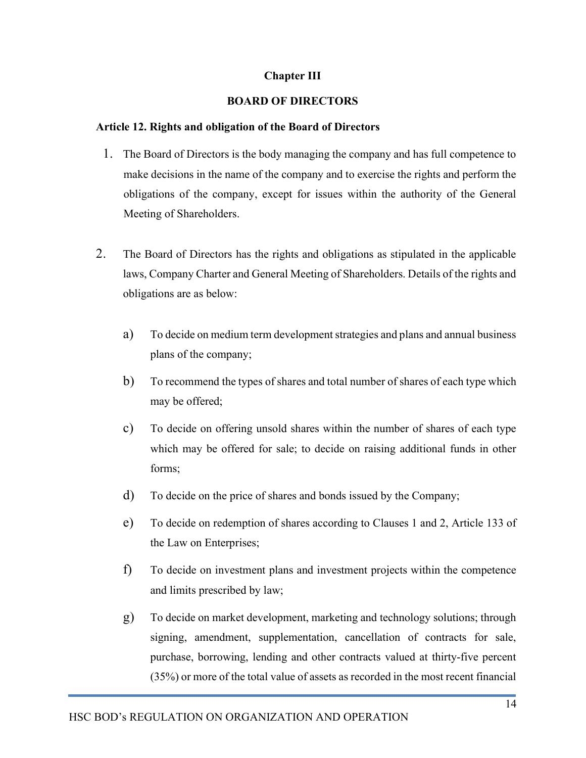# Chapter III

## BOARD OF DIRECTORS

### Article 12. Rights and obligation of the Board of Directors

1. The Board of Directors is the body managing the company and has full competence to make decisions in the name of the company and to exercise the rights and perform the obligations of the company, except for issues within the authority of the General Meeting of Shareholders.

2. The Board of Directors has the rights and obligations as stipulated in the applicable laws, Company Charter and General Meeting of Shareholders. Details of the rights and obligations are as below:

   a) To decide on medium term development strategies and plans and annual business plans of the company;

   b) To recommend the types of shares and total number of shares of each type which may be offered;

   c) To decide on offering unsold shares within the number of shares of each type which may be offered for sale; to decide on raising additional funds in other forms;

   d) To decide on the price of shares and bonds issued by the Company;

   e) To decide on redemption of shares according to Clauses 1 and 2, Article 133 of the Law on Enterprises;

   f) To decide on investment plans and investment projects within the competence and limits prescribed by law;

   g) To decide on market development, marketing and technology solutions; through signing, amendment, supplementation, cancellation of contracts for sale, purchase, borrowing, lending and other contracts valued at thirty-five percent (35%) or more of the total value of assets as recorded in the most recent financial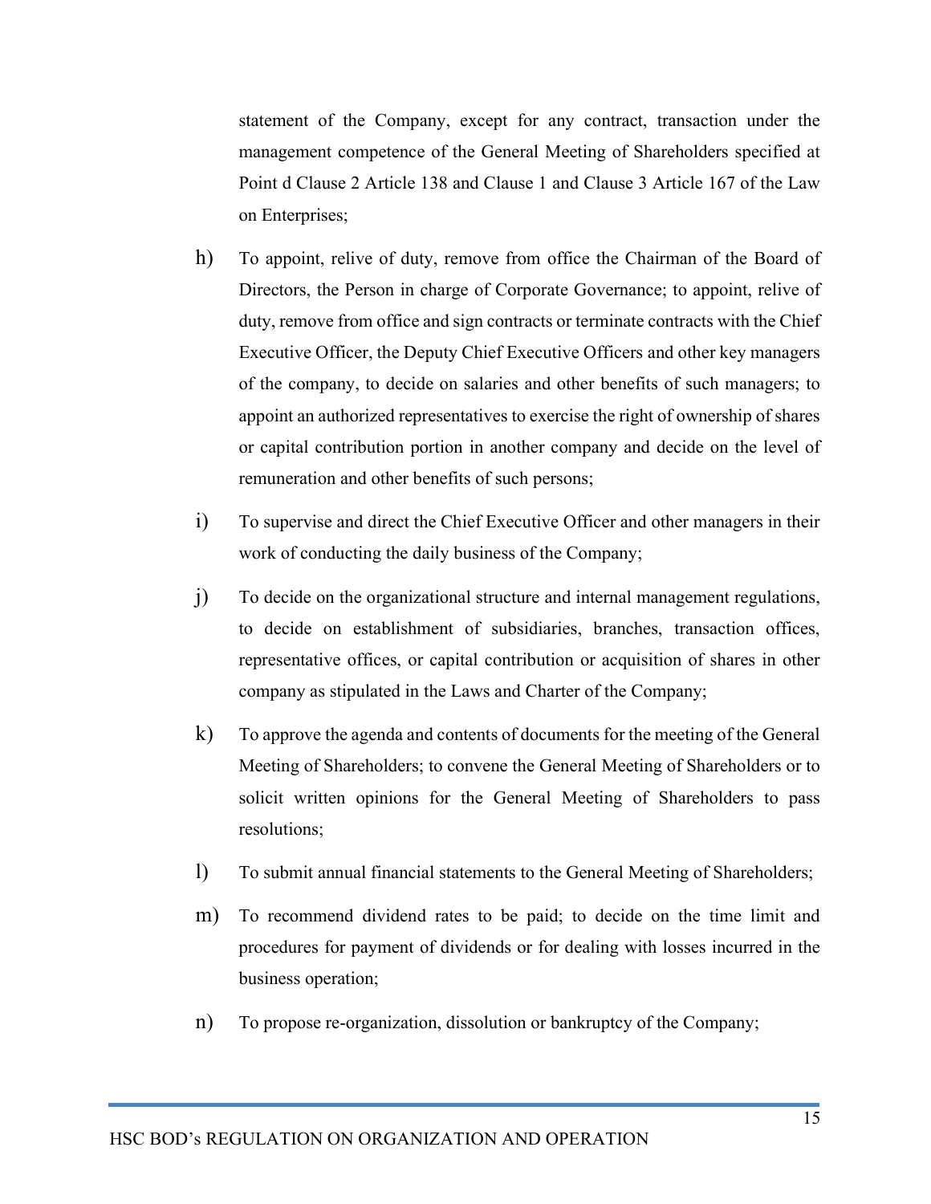statement of the Company, except for any contract, transaction under the management competence of the General Meeting of Shareholders specified at Point d Clause 2 Article 138 and Clause 1 and Clause 3 Article 167 of the Law on Enterprises;

h) To appoint, relive of duty, remove from office the Chairman of the Board of Directors, the Person in charge of Corporate Governance; to appoint, relive of duty, remove from office and sign contracts or terminate contracts with the Chief Executive Officer, the Deputy Chief Executive Officers and other key managers of the company, to decide on salaries and other benefits of such managers; to appoint an authorized representatives to exercise the right of ownership of shares or capital contribution portion in another company and decide on the level of remuneration and other benefits of such persons;

i) To supervise and direct the Chief Executive Officer and other managers in their work of conducting the daily business of the Company;

j) To decide on the organizational structure and internal management regulations, to decide on establishment of subsidiaries, branches, transaction offices, representative offices, or capital contribution or acquisition of shares in other company as stipulated in the Laws and Charter of the Company;

k) To approve the agenda and contents of documents for the meeting of the General Meeting of Shareholders; to convene the General Meeting of Shareholders or to solicit written opinions for the General Meeting of Shareholders to pass resolutions;

l) To submit annual financial statements to the General Meeting of Shareholders;

m) To recommend dividend rates to be paid; to decide on the time limit and procedures for payment of dividends or for dealing with losses incurred in the business operation;

n) To propose re-organization, dissolution or bankruptcy of the Company;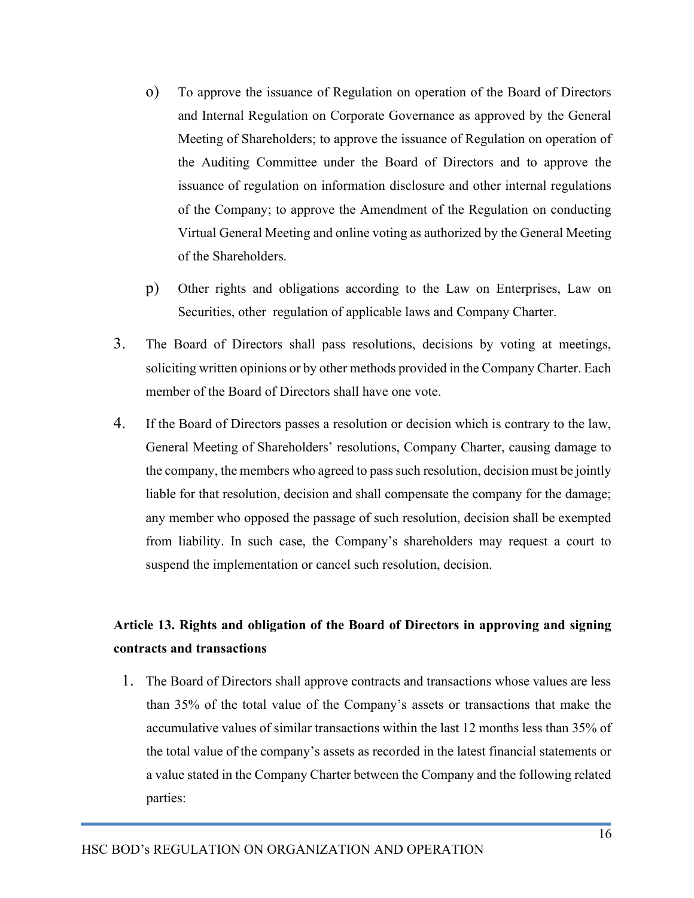o) To approve the issuance of Regulation on operation of the Board of Directors and Internal Regulation on Corporate Governance as approved by the General Meeting of Shareholders; to approve the issuance of Regulation on operation of the Auditing Committee under the Board of Directors and to approve the issuance of regulation on information disclosure and other internal regulations of the Company; to approve the Amendment of the Regulation on conducting Virtual General Meeting and online voting as authorized by the General Meeting of the Shareholders.

p) Other rights and obligations according to the Law on Enterprises, Law on Securities, other regulation of applicable laws and Company Charter.

3. The Board of Directors shall pass resolutions, decisions by voting at meetings, soliciting written opinions or by other methods provided in the Company Charter. Each member of the Board of Directors shall have one vote.

4. If the Board of Directors passes a resolution or decision which is contrary to the law, General Meeting of Shareholders' resolutions, Company Charter, causing damage to the company, the members who agreed to pass such resolution, decision must be jointly liable for that resolution, decision and shall compensate the company for the damage; any member who opposed the passage of such resolution, decision shall be exempted from liability. In such case, the Company's shareholders may request a court to suspend the implementation or cancel such resolution, decision.

**Article 13. Rights and obligation of the Board of Directors in approving and signing contracts and transactions**

1. The Board of Directors shall approve contracts and transactions whose values are less than 35% of the total value of the Company's assets or transactions that make the accumulative values of similar transactions within the last 12 months less than 35% of the total value of the company's assets as recorded in the latest financial statements or a value stated in the Company Charter between the Company and the following related parties: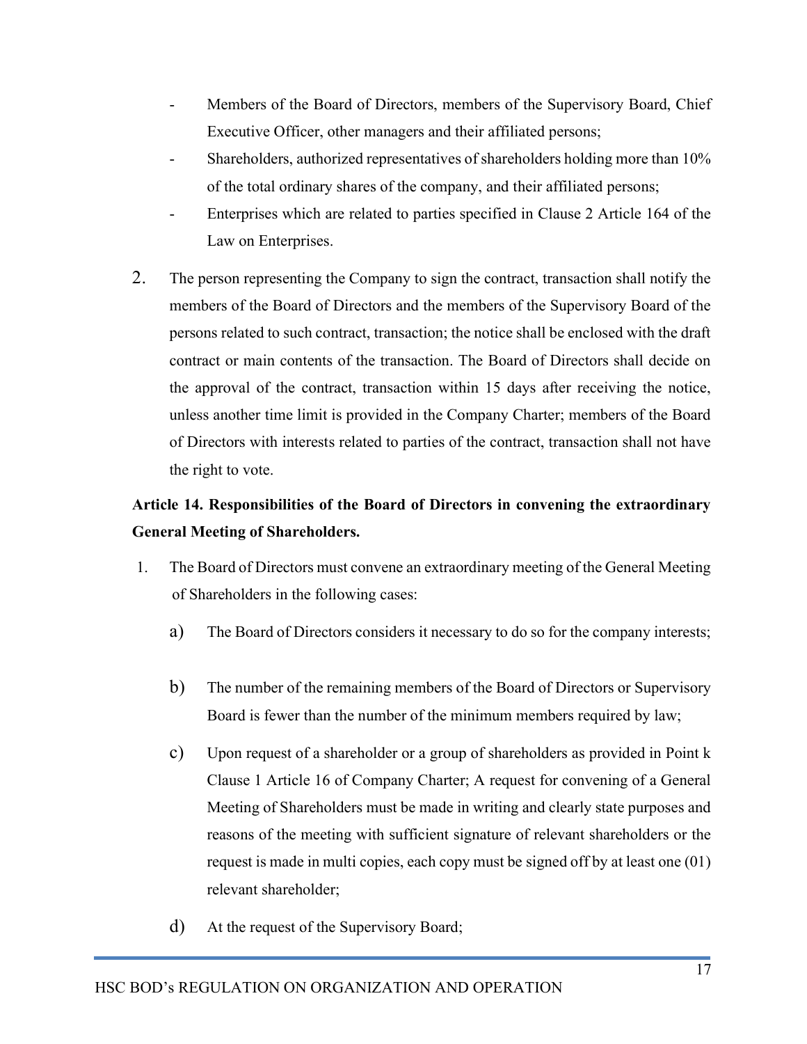- Members of the Board of Directors, members of the Supervisory Board, Chief Executive Officer, other managers and their affiliated persons;
- Shareholders, authorized representatives of shareholders holding more than 10% of the total ordinary shares of the company, and their affiliated persons;
- Enterprises which are related to parties specified in Clause 2 Article 164 of the Law on Enterprises.

2. The person representing the Company to sign the contract, transaction shall notify the members of the Board of Directors and the members of the Supervisory Board of the persons related to such contract, transaction; the notice shall be enclosed with the draft contract or main contents of the transaction. The Board of Directors shall decide on the approval of the contract, transaction within 15 days after receiving the notice, unless another time limit is provided in the Company Charter; members of the Board of Directors with interests related to parties of the contract, transaction shall not have the right to vote.

**Article 14. Responsibilities of the Board of Directors in convening the extraordinary General Meeting of Shareholders.**

1. The Board of Directors must convene an extraordinary meeting of the General Meeting of Shareholders in the following cases:

   a) The Board of Directors considers it necessary to do so for the company interests;

   b) The number of the remaining members of the Board of Directors or Supervisory Board is fewer than the number of the minimum members required by law;

   c) Upon request of a shareholder or a group of shareholders as provided in Point k Clause 1 Article 16 of Company Charter; A request for convening of a General Meeting of Shareholders must be made in writing and clearly state purposes and reasons of the meeting with sufficient signature of relevant shareholders or the request is made in multi copies, each copy must be signed off by at least one (01) relevant shareholder;

   d) At the request of the Supervisory Board;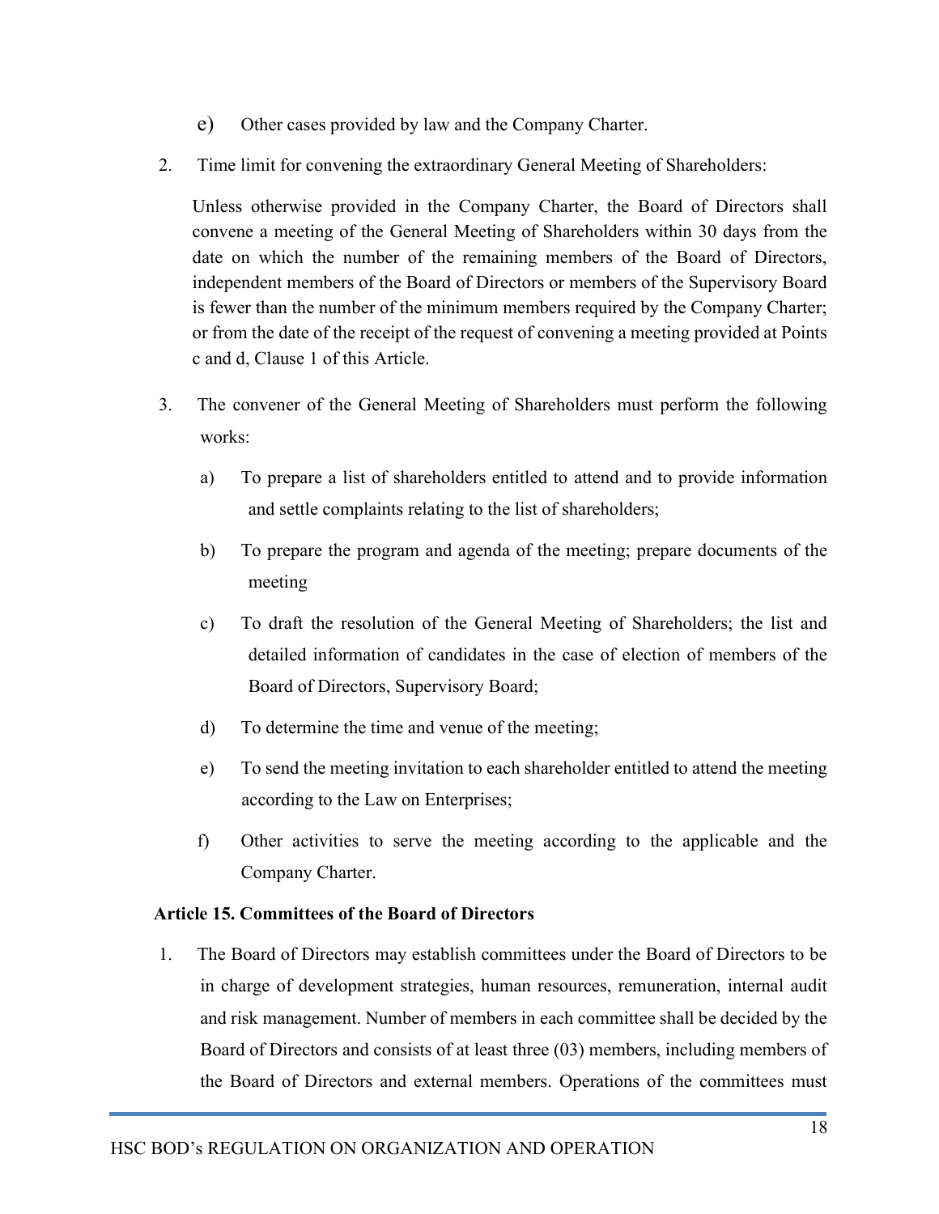e) Other cases provided by law and the Company Charter.

2. Time limit for convening the extraordinary General Meeting of Shareholders:

   Unless otherwise provided in the Company Charter, the Board of Directors shall convene a meeting of the General Meeting of Shareholders within 30 days from the date on which the number of the remaining members of the Board of Directors, independent members of the Board of Directors or members of the Supervisory Board is fewer than the number of the minimum members required by the Company Charter; or from the date of the receipt of the request of convening a meeting provided at Points c and d, Clause 1 of this Article.

3. The convener of the General Meeting of Shareholders must perform the following works:

   a) To prepare a list of shareholders entitled to attend and to provide information and settle complaints relating to the list of shareholders;

   b) To prepare the program and agenda of the meeting; prepare documents of the meeting

   c) To draft the resolution of the General Meeting of Shareholders; the list and detailed information of candidates in the case of election of members of the Board of Directors, Supervisory Board;

   d) To determine the time and venue of the meeting;

   e) To send the meeting invitation to each shareholder entitled to attend the meeting according to the Law on Enterprises;

   f) Other activities to serve the meeting according to the applicable and the Company Charter.

**Article 15. Committees of the Board of Directors**

1. The Board of Directors may establish committees under the Board of Directors to be in charge of development strategies, human resources, remuneration, internal audit and risk management. Number of members in each committee shall be decided by the Board of Directors and consists of at least three (03) members, including members of the Board of Directors and external members. Operations of the committees must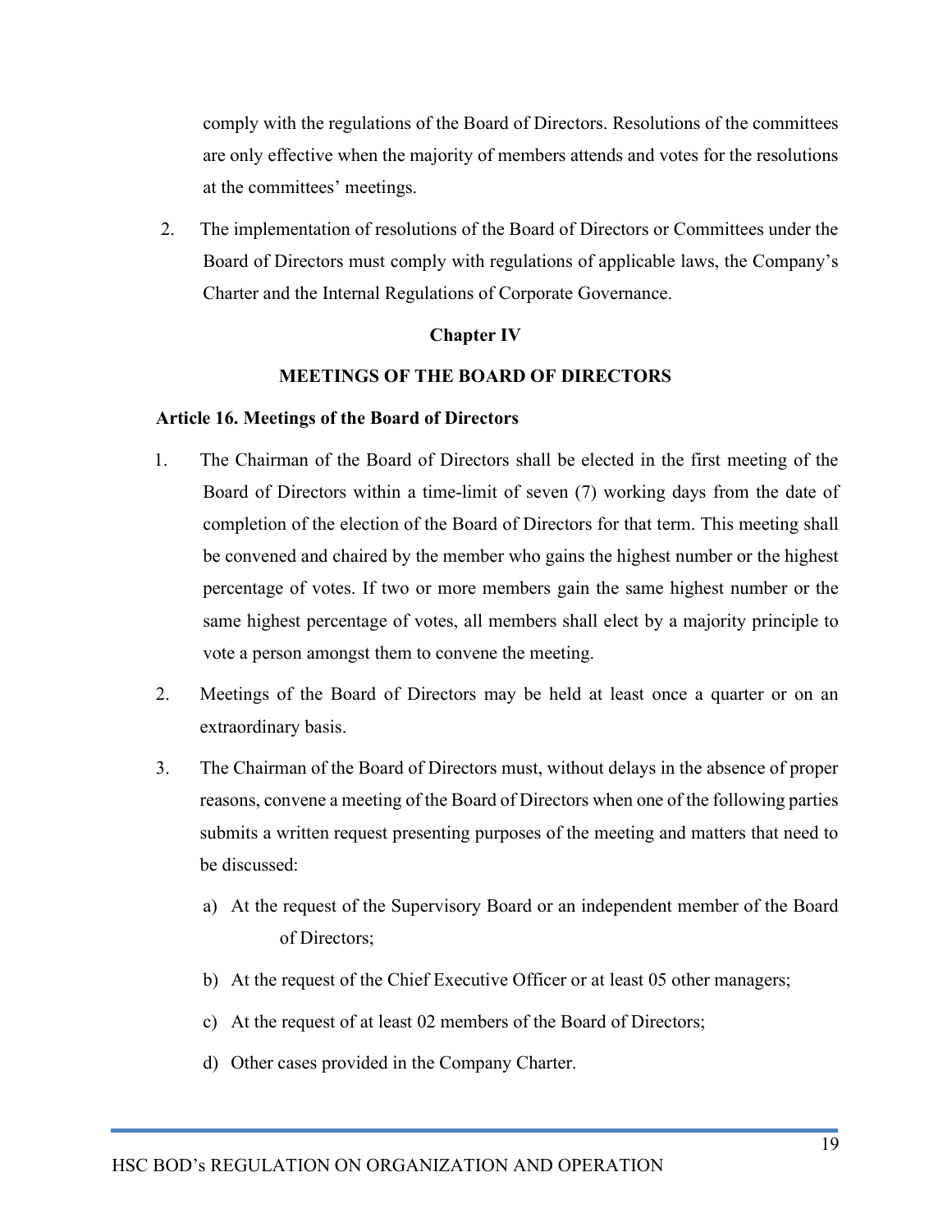comply with the regulations of the Board of Directors. Resolutions of the committees are only effective when the majority of members attends and votes for the resolutions at the committees' meetings.

2. The implementation of resolutions of the Board of Directors or Committees under the Board of Directors must comply with regulations of applicable laws, the Company's Charter and the Internal Regulations of Corporate Governance.

## Chapter IV

## MEETINGS OF THE BOARD OF DIRECTORS

### Article 16. Meetings of the Board of Directors

1. The Chairman of the Board of Directors shall be elected in the first meeting of the Board of Directors within a time-limit of seven (7) working days from the date of completion of the election of the Board of Directors for that term. This meeting shall be convened and chaired by the member who gains the highest number or the highest percentage of votes. If two or more members gain the same highest number or the same highest percentage of votes, all members shall elect by a majority principle to vote a person amongst them to convene the meeting.

2. Meetings of the Board of Directors may be held at least once a quarter or on an extraordinary basis.

3. The Chairman of the Board of Directors must, without delays in the absence of proper reasons, convene a meeting of the Board of Directors when one of the following parties submits a written request presenting purposes of the meeting and matters that need to be discussed:

    a) At the request of the Supervisory Board or an independent member of the Board of Directors;

    b) At the request of the Chief Executive Officer or at least 05 other managers;

    c) At the request of at least 02 members of the Board of Directors;

    d) Other cases provided in the Company Charter.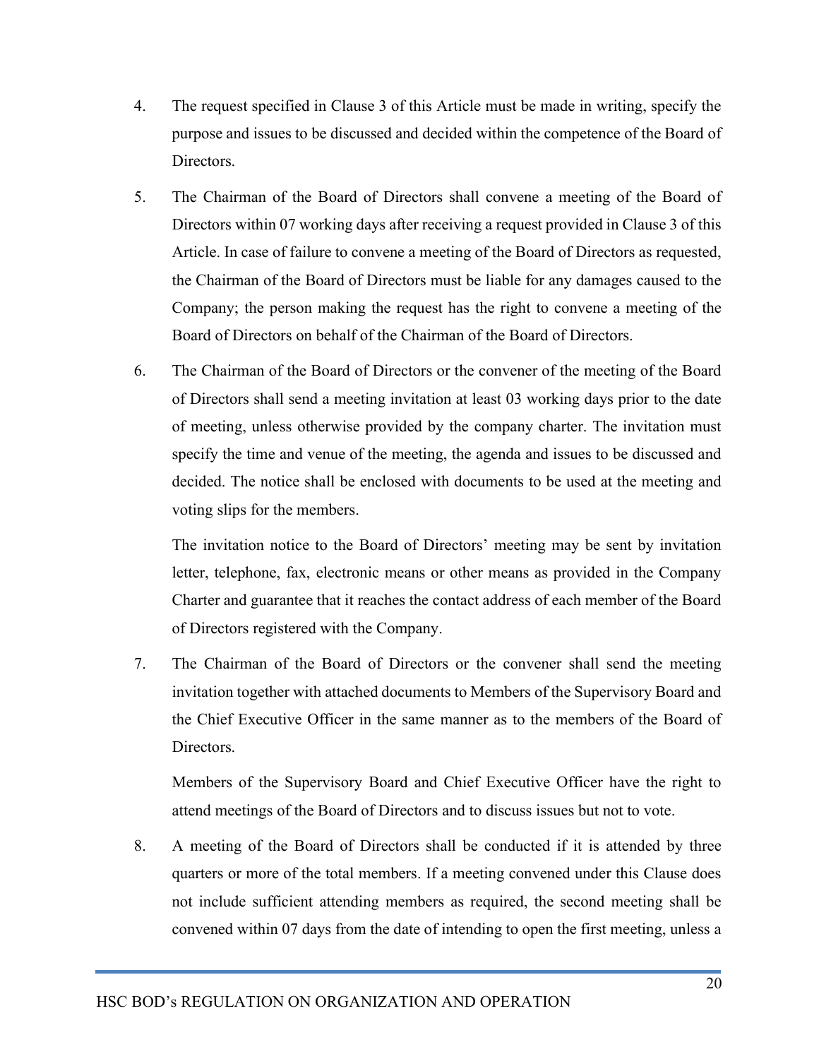4. The request specified in Clause 3 of this Article must be made in writing, specify the purpose and issues to be discussed and decided within the competence of the Board of Directors.

5. The Chairman of the Board of Directors shall convene a meeting of the Board of Directors within 07 working days after receiving a request provided in Clause 3 of this Article. In case of failure to convene a meeting of the Board of Directors as requested, the Chairman of the Board of Directors must be liable for any damages caused to the Company; the person making the request has the right to convene a meeting of the Board of Directors on behalf of the Chairman of the Board of Directors.

6. The Chairman of the Board of Directors or the convener of the meeting of the Board of Directors shall send a meeting invitation at least 03 working days prior to the date of meeting, unless otherwise provided by the company charter. The invitation must specify the time and venue of the meeting, the agenda and issues to be discussed and decided. The notice shall be enclosed with documents to be used at the meeting and voting slips for the members.

   The invitation notice to the Board of Directors' meeting may be sent by invitation letter, telephone, fax, electronic means or other means as provided in the Company Charter and guarantee that it reaches the contact address of each member of the Board of Directors registered with the Company.

7. The Chairman of the Board of Directors or the convener shall send the meeting invitation together with attached documents to Members of the Supervisory Board and the Chief Executive Officer in the same manner as to the members of the Board of Directors.

   Members of the Supervisory Board and Chief Executive Officer have the right to attend meetings of the Board of Directors and to discuss issues but not to vote.

8. A meeting of the Board of Directors shall be conducted if it is attended by three quarters or more of the total members. If a meeting convened under this Clause does not include sufficient attending members as required, the second meeting shall be convened within 07 days from the date of intending to open the first meeting, unless a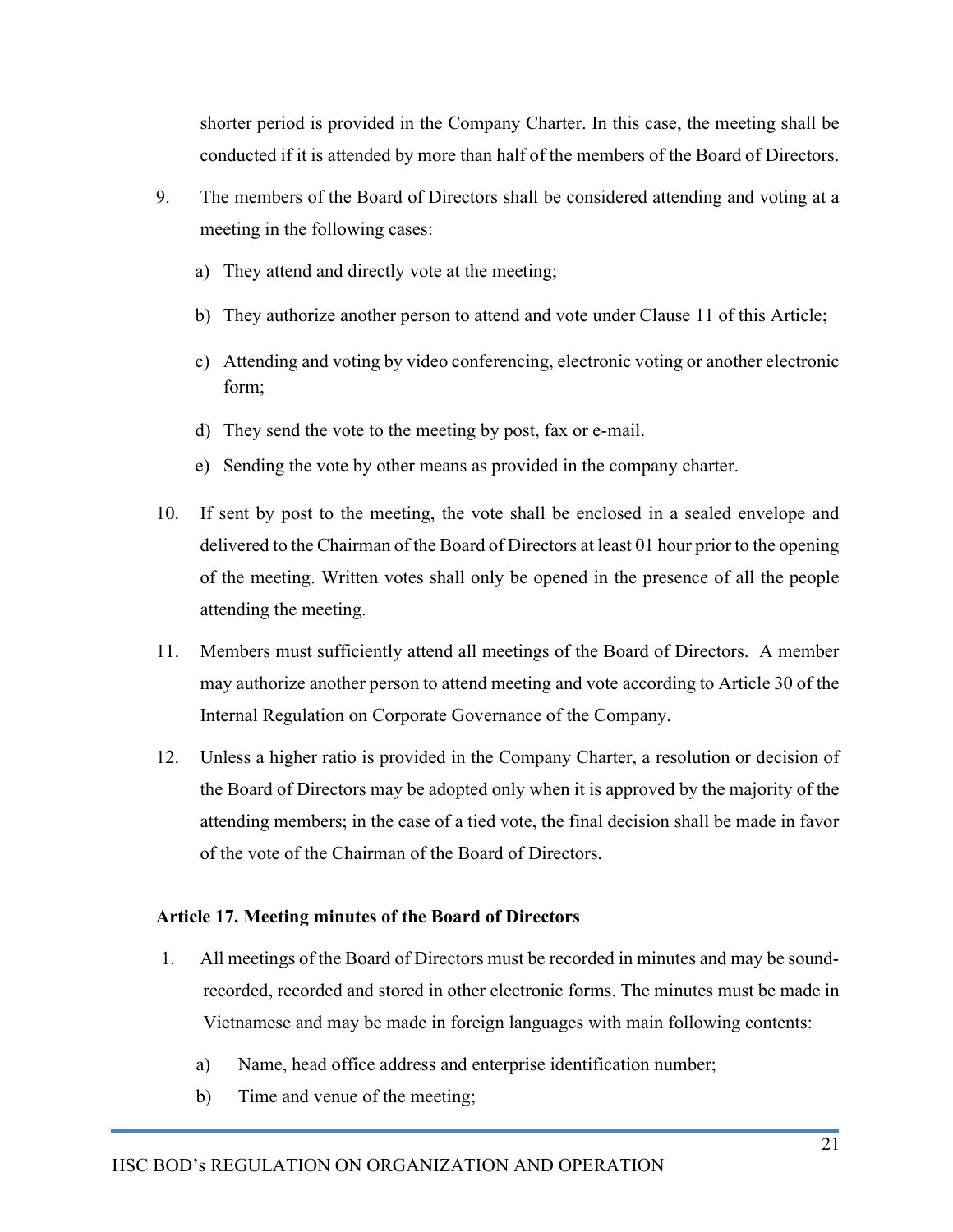shorter period is provided in the Company Charter. In this case, the meeting shall be conducted if it is attended by more than half of the members of the Board of Directors.

9. The members of the Board of Directors shall be considered attending and voting at a meeting in the following cases:

   a) They attend and directly vote at the meeting;

   b) They authorize another person to attend and vote under Clause 11 of this Article;

   c) Attending and voting by video conferencing, electronic voting or another electronic form;

   d) They send the vote to the meeting by post, fax or e-mail.

   e) Sending the vote by other means as provided in the company charter.

10. If sent by post to the meeting, the vote shall be enclosed in a sealed envelope and delivered to the Chairman of the Board of Directors at least 01 hour prior to the opening of the meeting. Written votes shall only be opened in the presence of all the people attending the meeting.

11. Members must sufficiently attend all meetings of the Board of Directors. A member may authorize another person to attend meeting and vote according to Article 30 of the Internal Regulation on Corporate Governance of the Company.

12. Unless a higher ratio is provided in the Company Charter, a resolution or decision of the Board of Directors may be adopted only when it is approved by the majority of the attending members; in the case of a tied vote, the final decision shall be made in favor of the vote of the Chairman of the Board of Directors.

**Article 17. Meeting minutes of the Board of Directors**

1. All meetings of the Board of Directors must be recorded in minutes and may be sound-recorded, recorded and stored in other electronic forms. The minutes must be made in Vietnamese and may be made in foreign languages with main following contents:

   a) Name, head office address and enterprise identification number;

   b) Time and venue of the meeting;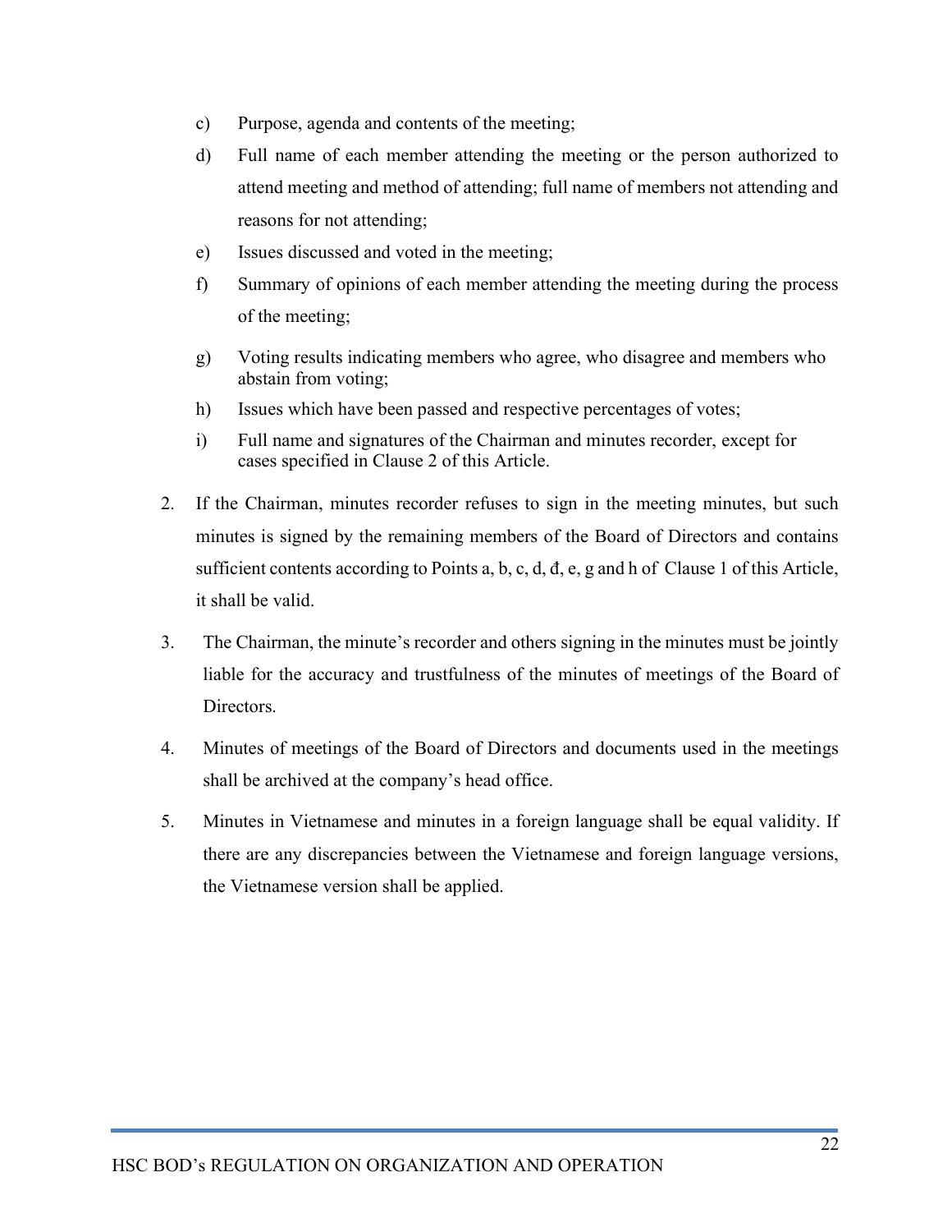c) Purpose, agenda and contents of the meeting;

d) Full name of each member attending the meeting or the person authorized to attend meeting and method of attending; full name of members not attending and reasons for not attending;

e) Issues discussed and voted in the meeting;

f) Summary of opinions of each member attending the meeting during the process of the meeting;

g) Voting results indicating members who agree, who disagree and members who abstain from voting;

h) Issues which have been passed and respective percentages of votes;

i) Full name and signatures of the Chairman and minutes recorder, except for cases specified in Clause 2 of this Article.

2. If the Chairman, minutes recorder refuses to sign in the meeting minutes, but such minutes is signed by the remaining members of the Board of Directors and contains sufficient contents according to Points a, b, c, d, đ, e, g and h of Clause 1 of this Article, it shall be valid.

3. The Chairman, the minute's recorder and others signing in the minutes must be jointly liable for the accuracy and trustfulness of the minutes of meetings of the Board of Directors.

4. Minutes of meetings of the Board of Directors and documents used in the meetings shall be archived at the company's head office.

5. Minutes in Vietnamese and minutes in a foreign language shall be equal validity. If there are any discrepancies between the Vietnamese and foreign language versions, the Vietnamese version shall be applied.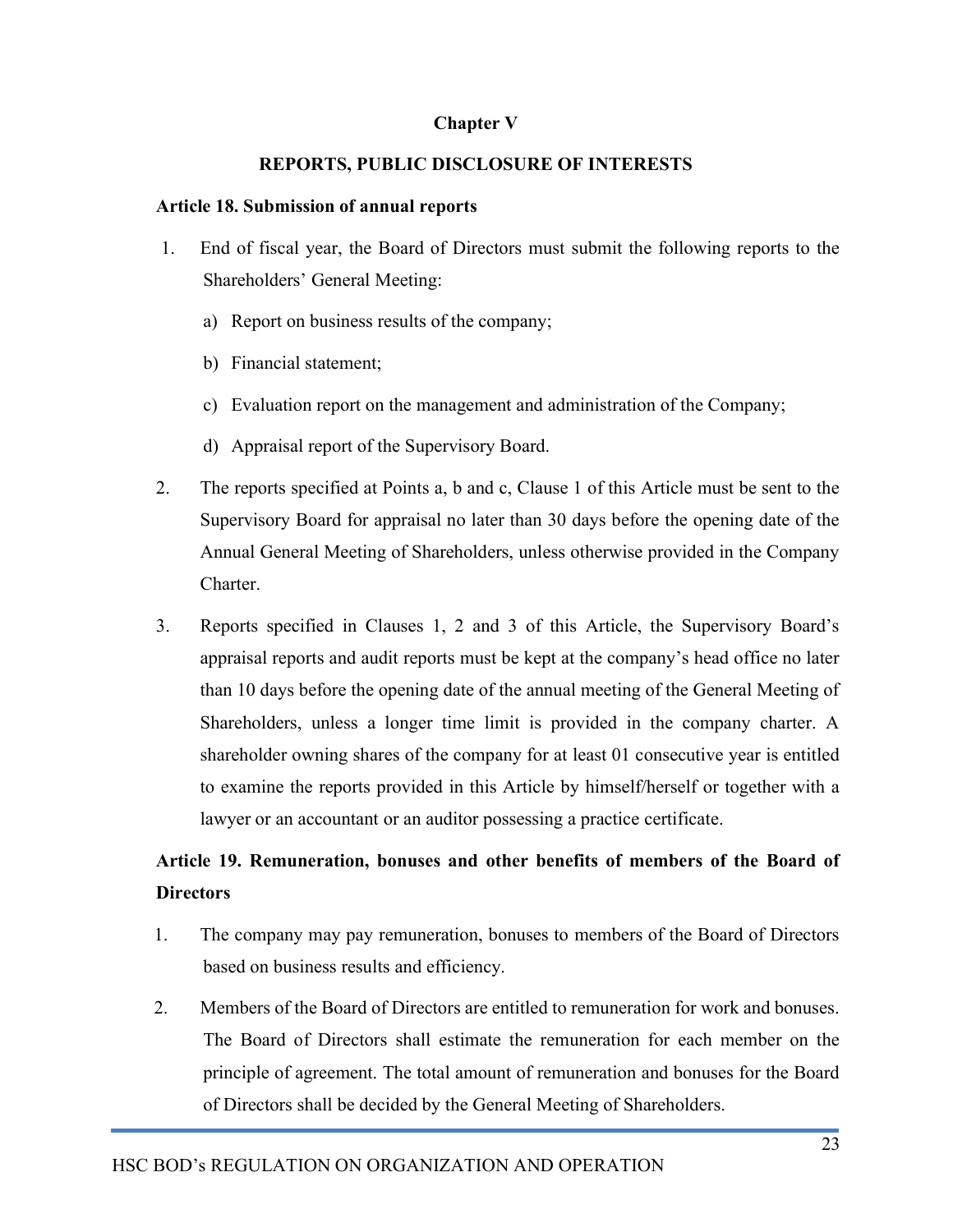# Chapter V

## REPORTS, PUBLIC DISCLOSURE OF INTERESTS

**Article 18. Submission of annual reports**

1. End of fiscal year, the Board of Directors must submit the following reports to the Shareholders' General Meeting:

   a) Report on business results of the company;

   b) Financial statement;

   c) Evaluation report on the management and administration of the Company;

   d) Appraisal report of the Supervisory Board.

2. The reports specified at Points a, b and c, Clause 1 of this Article must be sent to the Supervisory Board for appraisal no later than 30 days before the opening date of the Annual General Meeting of Shareholders, unless otherwise provided in the Company Charter.

3. Reports specified in Clauses 1, 2 and 3 of this Article, the Supervisory Board's appraisal reports and audit reports must be kept at the company's head office no later than 10 days before the opening date of the annual meeting of the General Meeting of Shareholders, unless a longer time limit is provided in the company charter. A shareholder owning shares of the company for at least 01 consecutive year is entitled to examine the reports provided in this Article by himself/herself or together with a lawyer or an accountant or an auditor possessing a practice certificate.

**Article 19. Remuneration, bonuses and other benefits of members of the Board of Directors**

1. The company may pay remuneration, bonuses to members of the Board of Directors based on business results and efficiency.

2. Members of the Board of Directors are entitled to remuneration for work and bonuses. The Board of Directors shall estimate the remuneration for each member on the principle of agreement. The total amount of remuneration and bonuses for the Board of Directors shall be decided by the General Meeting of Shareholders.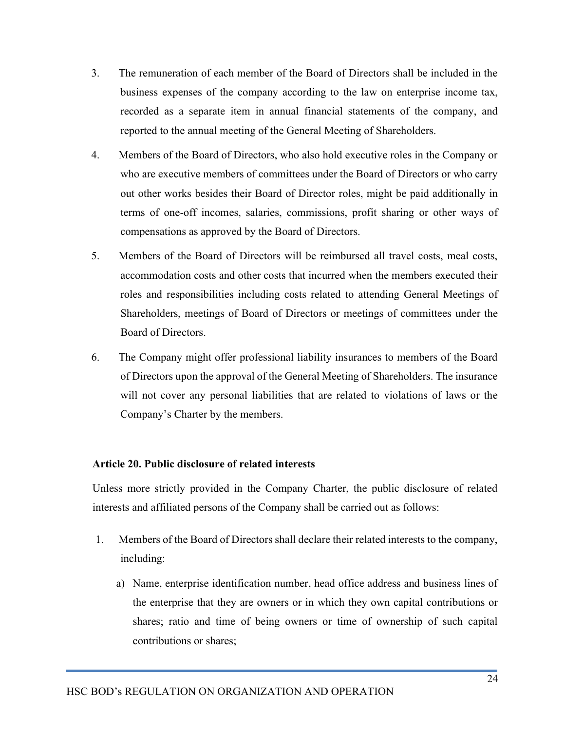3. The remuneration of each member of the Board of Directors shall be included in the business expenses of the company according to the law on enterprise income tax, recorded as a separate item in annual financial statements of the company, and reported to the annual meeting of the General Meeting of Shareholders.

4. Members of the Board of Directors, who also hold executive roles in the Company or who are executive members of committees under the Board of Directors or who carry out other works besides their Board of Director roles, might be paid additionally in terms of one-off incomes, salaries, commissions, profit sharing or other ways of compensations as approved by the Board of Directors.

5. Members of the Board of Directors will be reimbursed all travel costs, meal costs, accommodation costs and other costs that incurred when the members executed their roles and responsibilities including costs related to attending General Meetings of Shareholders, meetings of Board of Directors or meetings of committees under the Board of Directors.

6. The Company might offer professional liability insurances to members of the Board of Directors upon the approval of the General Meeting of Shareholders. The insurance will not cover any personal liabilities that are related to violations of laws or the Company's Charter by the members.

**Article 20. Public disclosure of related interests**

Unless more strictly provided in the Company Charter, the public disclosure of related interests and affiliated persons of the Company shall be carried out as follows:

1. Members of the Board of Directors shall declare their related interests to the company, including:

   a) Name, enterprise identification number, head office address and business lines of the enterprise that they are owners or in which they own capital contributions or shares; ratio and time of being owners or time of ownership of such capital contributions or shares;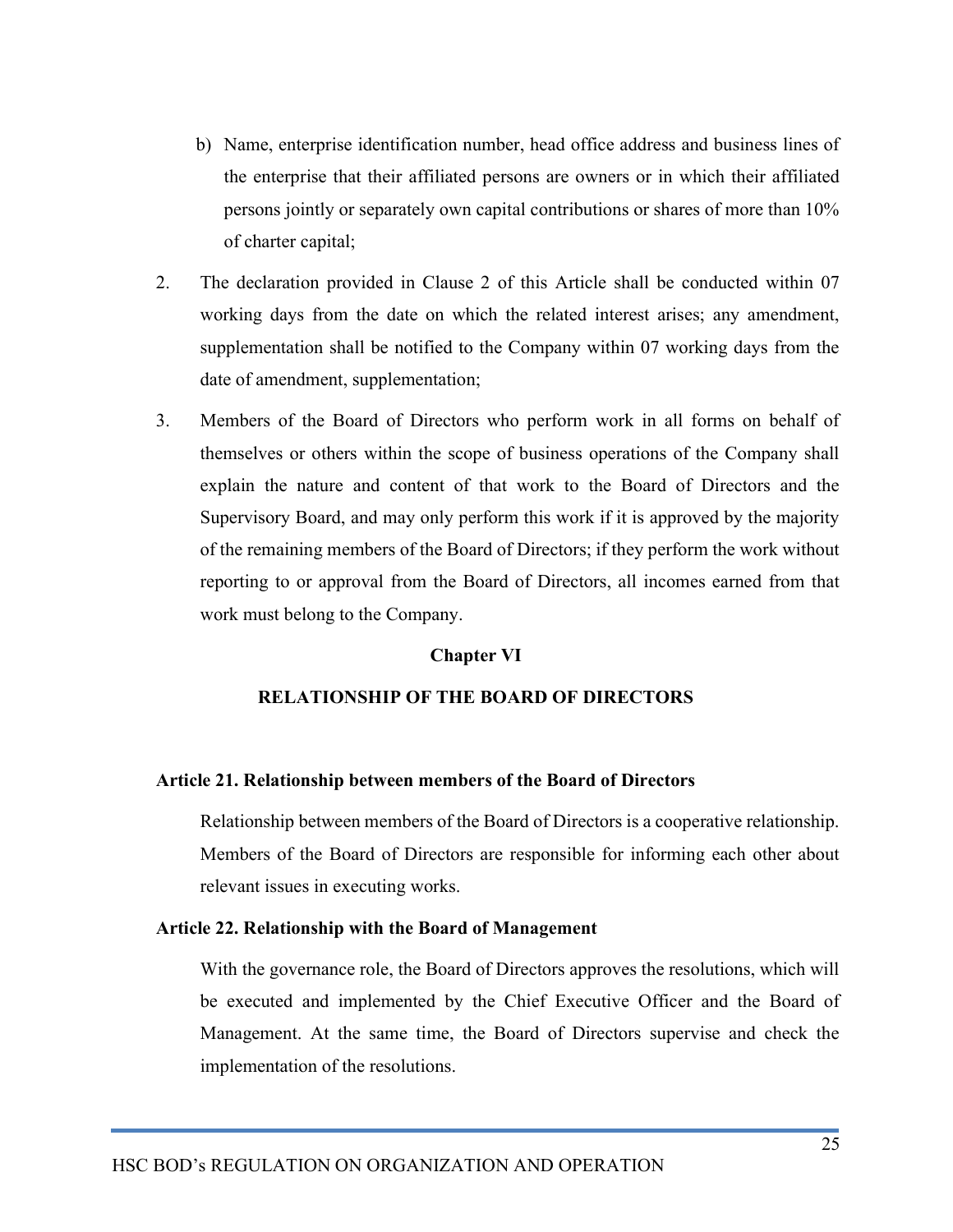b) Name, enterprise identification number, head office address and business lines of the enterprise that their affiliated persons are owners or in which their affiliated persons jointly or separately own capital contributions or shares of more than 10% of charter capital;

2. The declaration provided in Clause 2 of this Article shall be conducted within 07 working days from the date on which the related interest arises; any amendment, supplementation shall be notified to the Company within 07 working days from the date of amendment, supplementation;

3. Members of the Board of Directors who perform work in all forms on behalf of themselves or others within the scope of business operations of the Company shall explain the nature and content of that work to the Board of Directors and the Supervisory Board, and may only perform this work if it is approved by the majority of the remaining members of the Board of Directors; if they perform the work without reporting to or approval from the Board of Directors, all incomes earned from that work must belong to the Company.

## Chapter VI

## RELATIONSHIP OF THE BOARD OF DIRECTORS

### Article 21. Relationship between members of the Board of Directors

Relationship between members of the Board of Directors is a cooperative relationship. Members of the Board of Directors are responsible for informing each other about relevant issues in executing works.

### Article 22. Relationship with the Board of Management

With the governance role, the Board of Directors approves the resolutions, which will be executed and implemented by the Chief Executive Officer and the Board of Management. At the same time, the Board of Directors supervise and check the implementation of the resolutions.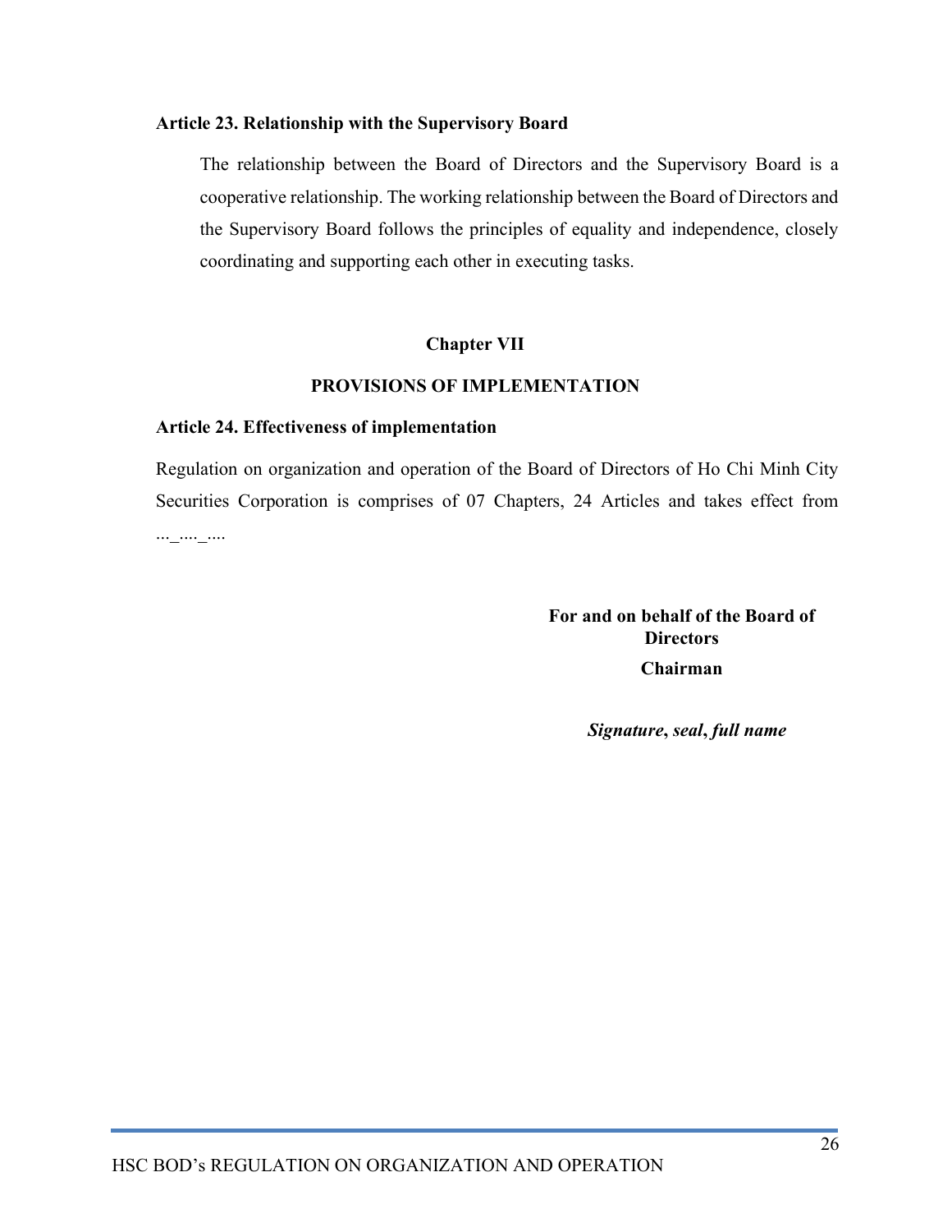### Article 23. Relationship with the Supervisory Board

The relationship between the Board of Directors and the Supervisory Board is a cooperative relationship. The working relationship between the Board of Directors and the Supervisory Board follows the principles of equality and independence, closely coordinating and supporting each other in executing tasks.

## Chapter VII

## PROVISIONS OF IMPLEMENTATION

### Article 24. Effectiveness of implementation

Regulation on organization and operation of the Board of Directors of Ho Chi Minh City Securities Corporation is comprises of 07 Chapters, 24 Articles and takes effect from ..._...._....

**For and on behalf of the Board of Directors**

**Chairman**

***Signature*, *seal*, *full name***